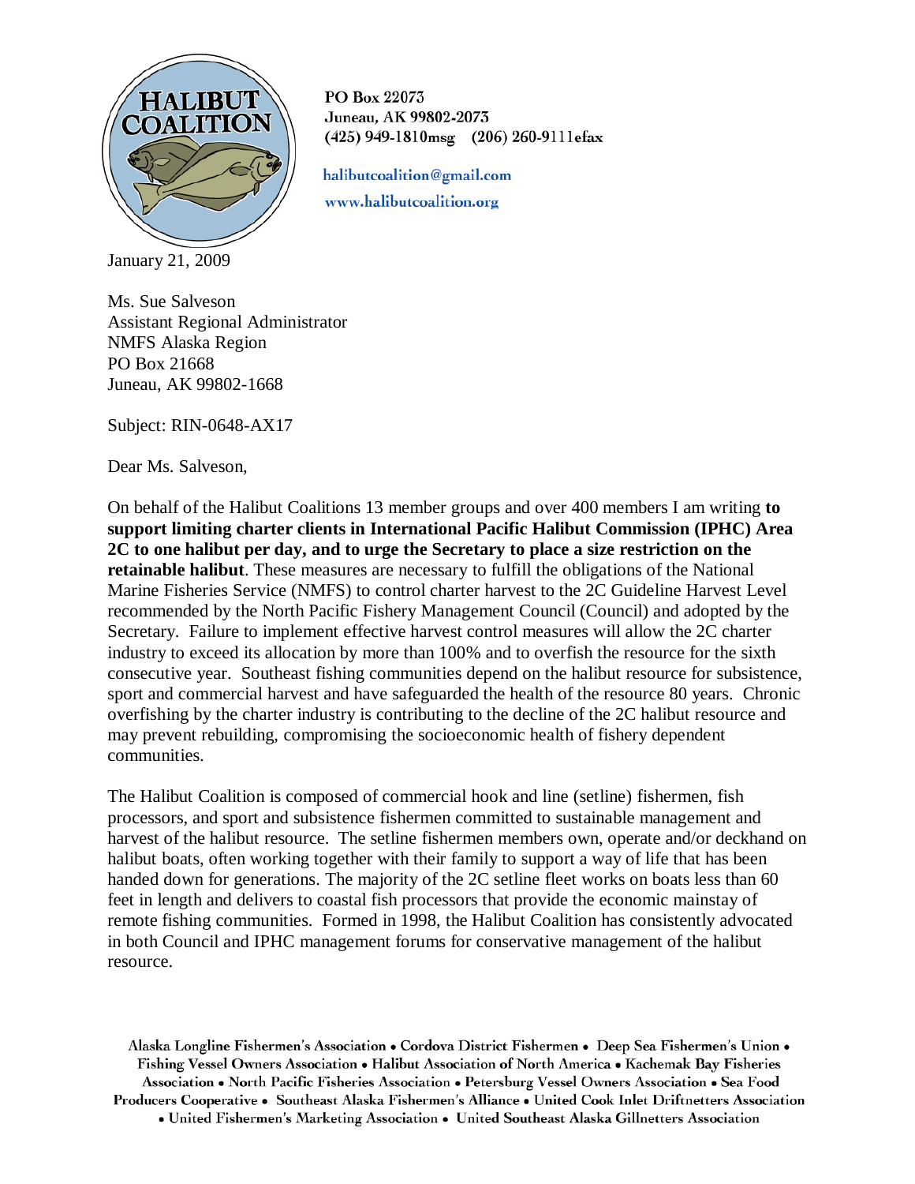**HALIBUT COALITION**

PO Box 22073
Juneau, AK 99802-2073
(425) 949-1810msg (206) 260-9111efax

halibutcoalition@gmail.com
www.halibutcoalition.org

January 21, 2009

Ms. Sue Salveson
Assistant Regional Administrator
NMFS Alaska Region
PO Box 21668
Juneau, AK 99802-1668

Subject: RIN-0648-AX17

Dear Ms. Salveson,

On behalf of the Halibut Coalitions 13 member groups and over 400 members I am writing **to support limiting charter clients in International Pacific Halibut Commission (IPHC) Area 2C to one halibut per day, and to urge the Secretary to place a size restriction on the retainable halibut**. These measures are necessary to fulfill the obligations of the National Marine Fisheries Service (NMFS) to control charter harvest to the 2C Guideline Harvest Level recommended by the North Pacific Fishery Management Council (Council) and adopted by the Secretary. Failure to implement effective harvest control measures will allow the 2C charter industry to exceed its allocation by more than 100% and to overfish the resource for the sixth consecutive year. Southeast fishing communities depend on the halibut resource for subsistence, sport and commercial harvest and have safeguarded the health of the resource 80 years. Chronic overfishing by the charter industry is contributing to the decline of the 2C halibut resource and may prevent rebuilding, compromising the socioeconomic health of fishery dependent communities.

The Halibut Coalition is composed of commercial hook and line (setline) fishermen, fish processors, and sport and subsistence fishermen committed to sustainable management and harvest of the halibut resource. The setline fishermen members own, operate and/or deckhand on halibut boats, often working together with their family to support a way of life that has been handed down for generations. The majority of the 2C setline fleet works on boats less than 60 feet in length and delivers to coastal fish processors that provide the economic mainstay of remote fishing communities. Formed in 1998, the Halibut Coalition has consistently advocated in both Council and IPHC management forums for conservative management of the halibut resource.

Alaska Longline Fishermen's Association • Cordova District Fishermen • Deep Sea Fishermen's Union • Fishing Vessel Owners Association • Halibut Association of North America • Kachemak Bay Fisheries Association • North Pacific Fisheries Association • Petersburg Vessel Owners Association • Sea Food Producers Cooperative • Southeast Alaska Fishermen's Alliance • United Cook Inlet Driftnetters Association • United Fishermen's Marketing Association • United Southeast Alaska Gillnetters Association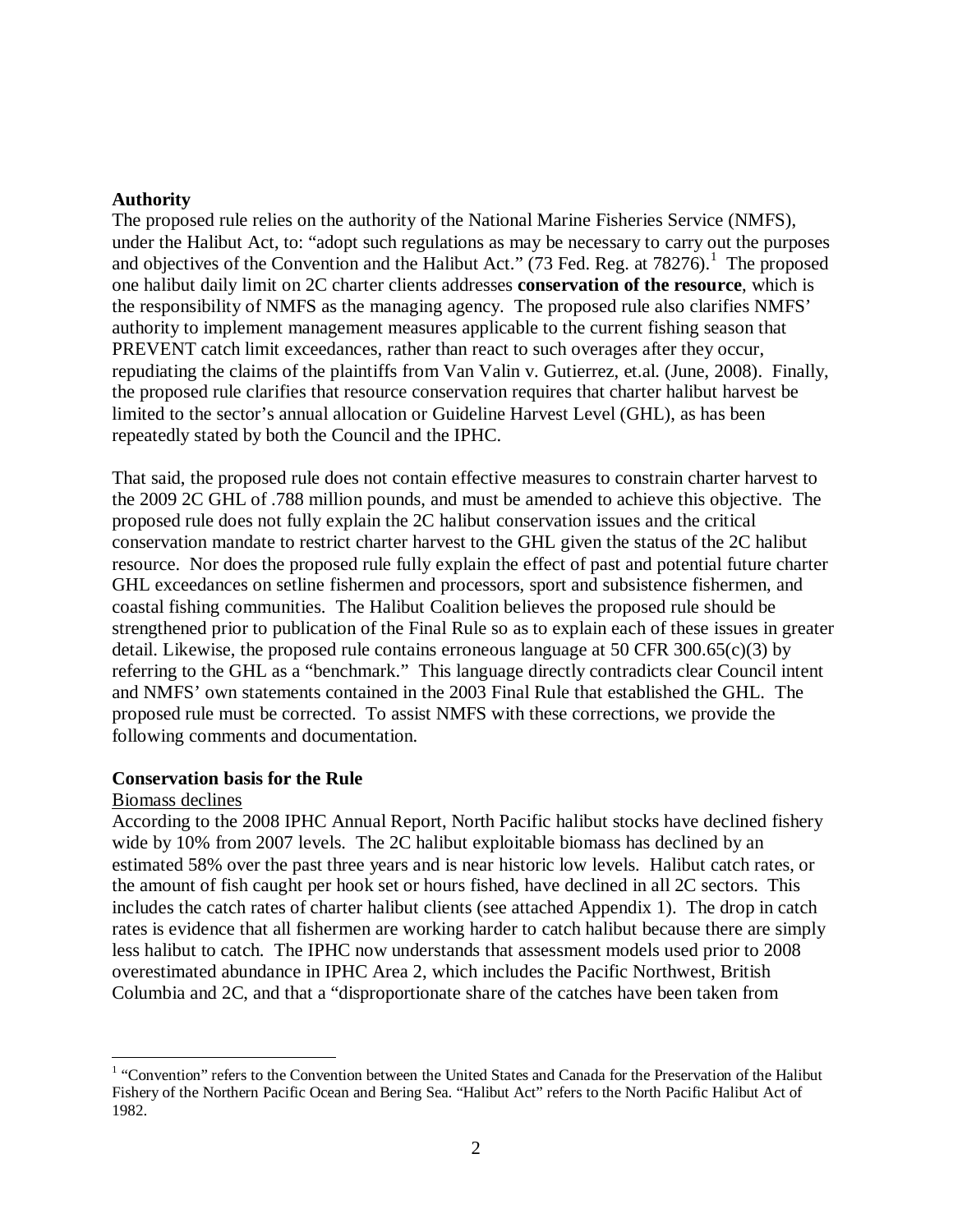**Authority**

The proposed rule relies on the authority of the National Marine Fisheries Service (NMFS), under the Halibut Act, to: "adopt such regulations as may be necessary to carry out the purposes and objectives of the Convention and the Halibut Act." (73 Fed. Reg. at 78276).[1] The proposed one halibut daily limit on 2C charter clients addresses **conservation of the resource**, which is the responsibility of NMFS as the managing agency. The proposed rule also clarifies NMFS' authority to implement management measures applicable to the current fishing season that PREVENT catch limit exceedances, rather than react to such overages after they occur, repudiating the claims of the plaintiffs from Van Valin v. Gutierrez, et.al. (June, 2008). Finally, the proposed rule clarifies that resource conservation requires that charter halibut harvest be limited to the sector's annual allocation or Guideline Harvest Level (GHL), as has been repeatedly stated by both the Council and the IPHC.

That said, the proposed rule does not contain effective measures to constrain charter harvest to the 2009 2C GHL of .788 million pounds, and must be amended to achieve this objective. The proposed rule does not fully explain the 2C halibut conservation issues and the critical conservation mandate to restrict charter harvest to the GHL given the status of the 2C halibut resource. Nor does the proposed rule fully explain the effect of past and potential future charter GHL exceedances on setline fishermen and processors, sport and subsistence fishermen, and coastal fishing communities. The Halibut Coalition believes the proposed rule should be strengthened prior to publication of the Final Rule so as to explain each of these issues in greater detail. Likewise, the proposed rule contains erroneous language at 50 CFR 300.65(c)(3) by referring to the GHL as a "benchmark." This language directly contradicts clear Council intent and NMFS' own statements contained in the 2003 Final Rule that established the GHL. The proposed rule must be corrected. To assist NMFS with these corrections, we provide the following comments and documentation.

**Conservation basis for the Rule**

<u>Biomass declines</u>

According to the 2008 IPHC Annual Report, North Pacific halibut stocks have declined fishery wide by 10% from 2007 levels. The 2C halibut exploitable biomass has declined by an estimated 58% over the past three years and is near historic low levels. Halibut catch rates, or the amount of fish caught per hook set or hours fished, have declined in all 2C sectors. This includes the catch rates of charter halibut clients (see attached Appendix 1). The drop in catch rates is evidence that all fishermen are working harder to catch halibut because there are simply less halibut to catch. The IPHC now understands that assessment models used prior to 2008 overestimated abundance in IPHC Area 2, which includes the Pacific Northwest, British Columbia and 2C, and that a "disproportionate share of the catches have been taken from

[1] "Convention" refers to the Convention between the United States and Canada for the Preservation of the Halibut Fishery of the Northern Pacific Ocean and Bering Sea. "Halibut Act" refers to the North Pacific Halibut Act of 1982.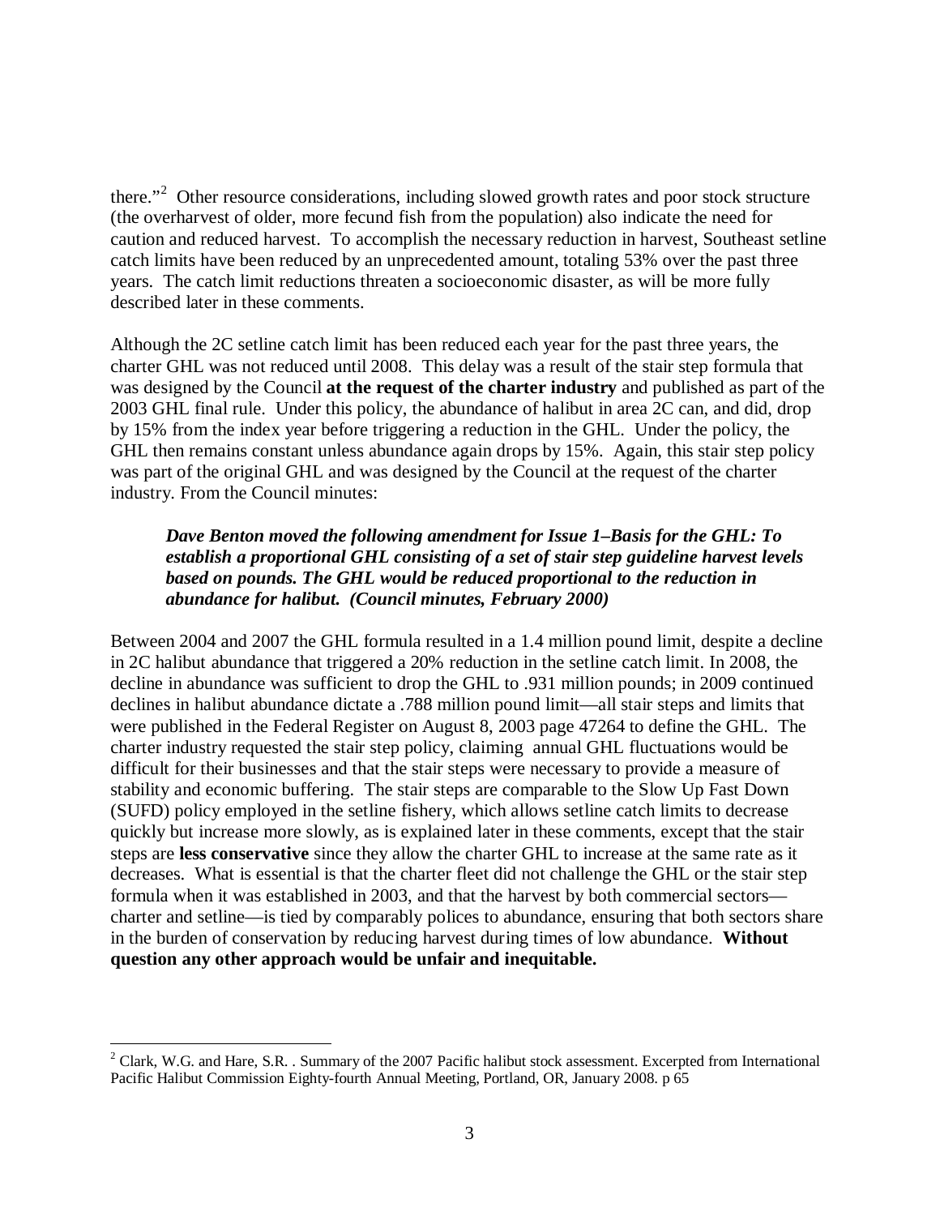there."[2] Other resource considerations, including slowed growth rates and poor stock structure (the overharvest of older, more fecund fish from the population) also indicate the need for caution and reduced harvest. To accomplish the necessary reduction in harvest, Southeast setline catch limits have been reduced by an unprecedented amount, totaling 53% over the past three years. The catch limit reductions threaten a socioeconomic disaster, as will be more fully described later in these comments.

Although the 2C setline catch limit has been reduced each year for the past three years, the charter GHL was not reduced until 2008. This delay was a result of the stair step formula that was designed by the Council **at the request of the charter industry** and published as part of the 2003 GHL final rule. Under this policy, the abundance of halibut in area 2C can, and did, drop by 15% from the index year before triggering a reduction in the GHL. Under the policy, the GHL then remains constant unless abundance again drops by 15%. Again, this stair step policy was part of the original GHL and was designed by the Council at the request of the charter industry. From the Council minutes:

> ***Dave Benton moved the following amendment for Issue 1–Basis for the GHL: To establish a proportional GHL consisting of a set of stair step guideline harvest levels based on pounds. The GHL would be reduced proportional to the reduction in abundance for halibut. (Council minutes, February 2000)***

Between 2004 and 2007 the GHL formula resulted in a 1.4 million pound limit, despite a decline in 2C halibut abundance that triggered a 20% reduction in the setline catch limit. In 2008, the decline in abundance was sufficient to drop the GHL to .931 million pounds; in 2009 continued declines in halibut abundance dictate a .788 million pound limit—all stair steps and limits that were published in the Federal Register on August 8, 2003 page 47264 to define the GHL. The charter industry requested the stair step policy, claiming annual GHL fluctuations would be difficult for their businesses and that the stair steps were necessary to provide a measure of stability and economic buffering. The stair steps are comparable to the Slow Up Fast Down (SUFD) policy employed in the setline fishery, which allows setline catch limits to decrease quickly but increase more slowly, as is explained later in these comments, except that the stair steps are **less conservative** since they allow the charter GHL to increase at the same rate as it decreases. What is essential is that the charter fleet did not challenge the GHL or the stair step formula when it was established in 2003, and that the harvest by both commercial sectors—charter and setline—is tied by comparably polices to abundance, ensuring that both sectors share in the burden of conservation by reducing harvest during times of low abundance. **Without question any other approach would be unfair and inequitable.**

---

[2] Clark, W.G. and Hare, S.R. . Summary of the 2007 Pacific halibut stock assessment. Excerpted from International Pacific Halibut Commission Eighty-fourth Annual Meeting, Portland, OR, January 2008. p 65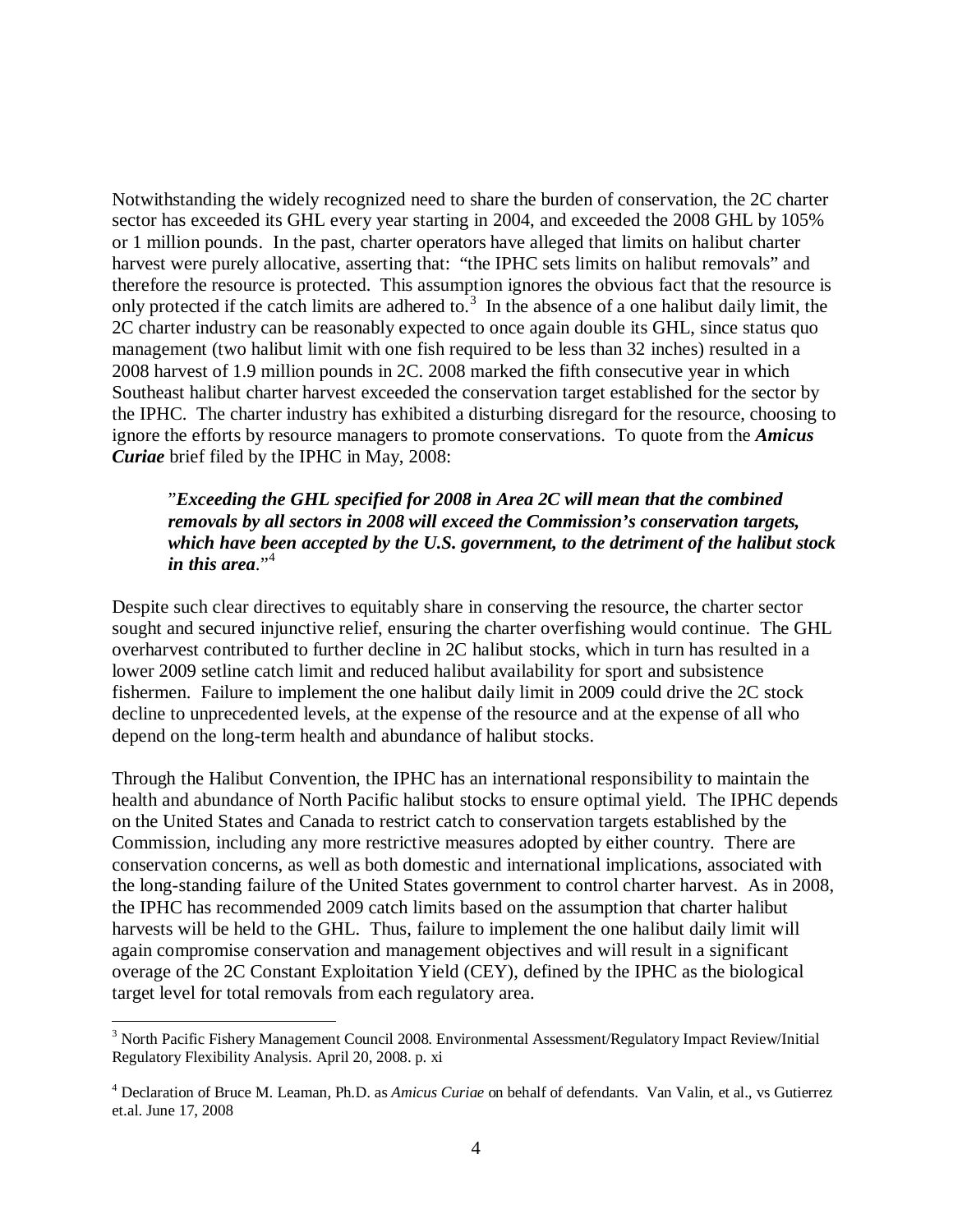Notwithstanding the widely recognized need to share the burden of conservation, the 2C charter sector has exceeded its GHL every year starting in 2004, and exceeded the 2008 GHL by 105% or 1 million pounds. In the past, charter operators have alleged that limits on halibut charter harvest were purely allocative, asserting that: "the IPHC sets limits on halibut removals" and therefore the resource is protected. This assumption ignores the obvious fact that the resource is only protected if the catch limits are adhered to.[3] In the absence of a one halibut daily limit, the 2C charter industry can be reasonably expected to once again double its GHL, since status quo management (two halibut limit with one fish required to be less than 32 inches) resulted in a 2008 harvest of 1.9 million pounds in 2C. 2008 marked the fifth consecutive year in which Southeast halibut charter harvest exceeded the conservation target established for the sector by the IPHC. The charter industry has exhibited a disturbing disregard for the resource, choosing to ignore the efforts by resource managers to promote conservations. To quote from the ***Amicus Curiae*** brief filed by the IPHC in May, 2008:

> "***Exceeding the GHL specified for 2008 in Area 2C will mean that the combined removals by all sectors in 2008 will exceed the Commission's conservation targets, which have been accepted by the U.S. government, to the detriment of the halibut stock in this area***."[4]

Despite such clear directives to equitably share in conserving the resource, the charter sector sought and secured injunctive relief, ensuring the charter overfishing would continue. The GHL overharvest contributed to further decline in 2C halibut stocks, which in turn has resulted in a lower 2009 setline catch limit and reduced halibut availability for sport and subsistence fishermen. Failure to implement the one halibut daily limit in 2009 could drive the 2C stock decline to unprecedented levels, at the expense of the resource and at the expense of all who depend on the long-term health and abundance of halibut stocks.

Through the Halibut Convention, the IPHC has an international responsibility to maintain the health and abundance of North Pacific halibut stocks to ensure optimal yield. The IPHC depends on the United States and Canada to restrict catch to conservation targets established by the Commission, including any more restrictive measures adopted by either country. There are conservation concerns, as well as both domestic and international implications, associated with the long-standing failure of the United States government to control charter harvest. As in 2008, the IPHC has recommended 2009 catch limits based on the assumption that charter halibut harvests will be held to the GHL. Thus, failure to implement the one halibut daily limit will again compromise conservation and management objectives and will result in a significant overage of the 2C Constant Exploitation Yield (CEY), defined by the IPHC as the biological target level for total removals from each regulatory area.

---

[3] North Pacific Fishery Management Council 2008. Environmental Assessment/Regulatory Impact Review/Initial Regulatory Flexibility Analysis. April 20, 2008. p. xi

[4] Declaration of Bruce M. Leaman, Ph.D. as *Amicus Curiae* on behalf of defendants. Van Valin, et al., vs Gutierrez et.al. June 17, 2008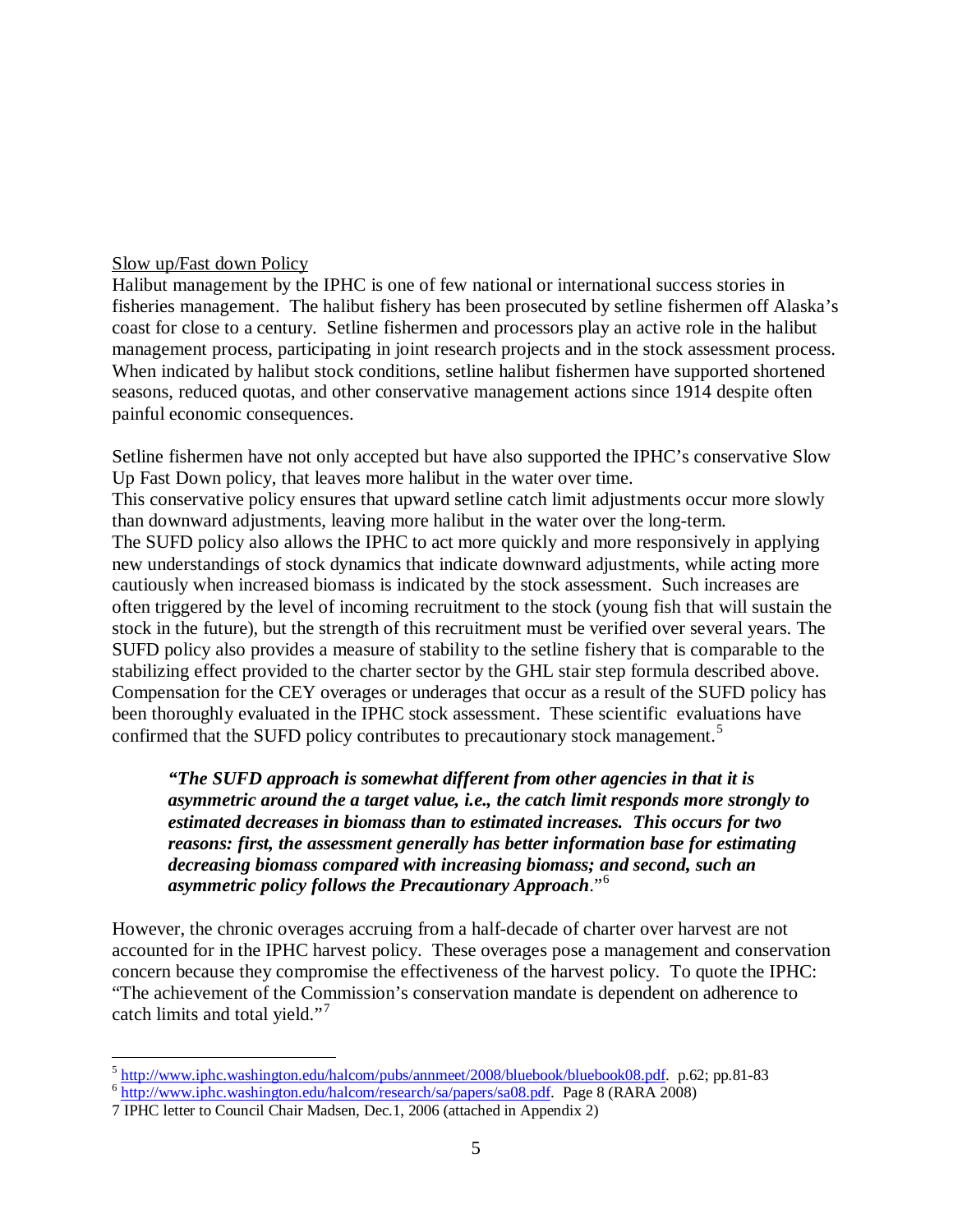Slow up/Fast down Policy

Halibut management by the IPHC is one of few national or international success stories in fisheries management. The halibut fishery has been prosecuted by setline fishermen off Alaska's coast for close to a century. Setline fishermen and processors play an active role in the halibut management process, participating in joint research projects and in the stock assessment process. When indicated by halibut stock conditions, setline halibut fishermen have supported shortened seasons, reduced quotas, and other conservative management actions since 1914 despite often painful economic consequences.

Setline fishermen have not only accepted but have also supported the IPHC's conservative Slow Up Fast Down policy, that leaves more halibut in the water over time.

This conservative policy ensures that upward setline catch limit adjustments occur more slowly than downward adjustments, leaving more halibut in the water over the long-term.

The SUFD policy also allows the IPHC to act more quickly and more responsively in applying new understandings of stock dynamics that indicate downward adjustments, while acting more cautiously when increased biomass is indicated by the stock assessment. Such increases are often triggered by the level of incoming recruitment to the stock (young fish that will sustain the stock in the future), but the strength of this recruitment must be verified over several years. The SUFD policy also provides a measure of stability to the setline fishery that is comparable to the stabilizing effect provided to the charter sector by the GHL stair step formula described above. Compensation for the CEY overages or underages that occur as a result of the SUFD policy has been thoroughly evaluated in the IPHC stock assessment. These scientific evaluations have confirmed that the SUFD policy contributes to precautionary stock management.[5]

> ***"The SUFD approach is somewhat different from other agencies in that it is asymmetric around the a target value, i.e., the catch limit responds more strongly to estimated decreases in biomass than to estimated increases. This occurs for two reasons: first, the assessment generally has better information base for estimating decreasing biomass compared with increasing biomass; and second, such an asymmetric policy follows the Precautionary Approach***."[6]

However, the chronic overages accruing from a half-decade of charter over harvest are not accounted for in the IPHC harvest policy. These overages pose a management and conservation concern because they compromise the effectiveness of the harvest policy. To quote the IPHC: "The achievement of the Commission's conservation mandate is dependent on adherence to catch limits and total yield."[7]

---

[5] http://www.iphc.washington.edu/halcom/pubs/annmeet/2008/bluebook/bluebook08.pdf. p.62; pp.81-83

[6] http://www.iphc.washington.edu/halcom/research/sa/papers/sa08.pdf. Page 8 (RARA 2008)

7 IPHC letter to Council Chair Madsen, Dec.1, 2006 (attached in Appendix 2)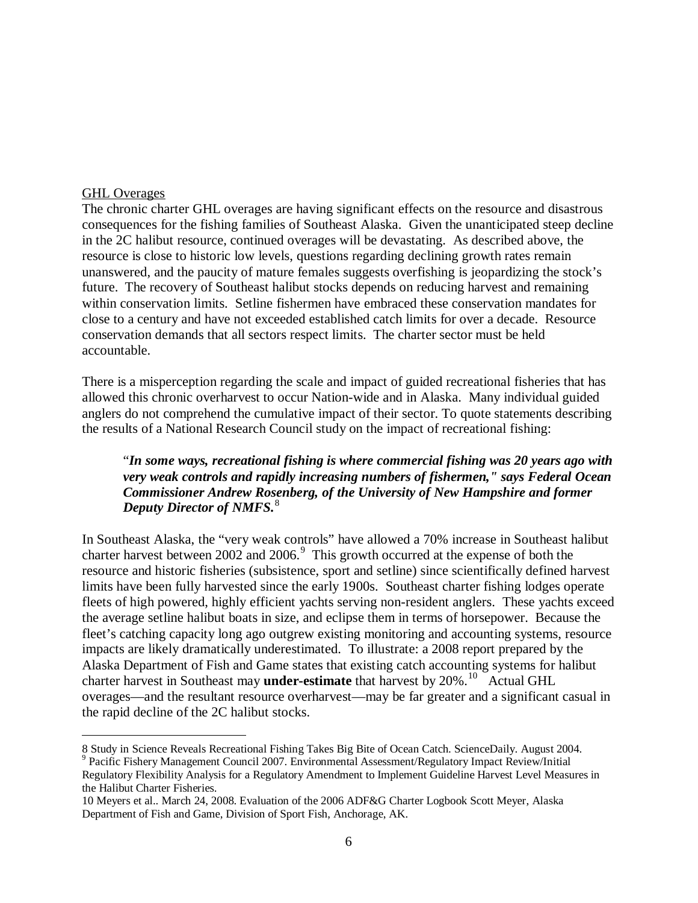GHL Overages

The chronic charter GHL overages are having significant effects on the resource and disastrous consequences for the fishing families of Southeast Alaska. Given the unanticipated steep decline in the 2C halibut resource, continued overages will be devastating. As described above, the resource is close to historic low levels, questions regarding declining growth rates remain unanswered, and the paucity of mature females suggests overfishing is jeopardizing the stock's future. The recovery of Southeast halibut stocks depends on reducing harvest and remaining within conservation limits. Setline fishermen have embraced these conservation mandates for close to a century and have not exceeded established catch limits for over a decade. Resource conservation demands that all sectors respect limits. The charter sector must be held accountable.

There is a misperception regarding the scale and impact of guided recreational fisheries that has allowed this chronic overharvest to occur Nation-wide and in Alaska. Many individual guided anglers do not comprehend the cumulative impact of their sector. To quote statements describing the results of a National Research Council study on the impact of recreational fishing:

> "***In some ways, recreational fishing is where commercial fishing was 20 years ago with very weak controls and rapidly increasing numbers of fishermen," says Federal Ocean Commissioner Andrew Rosenberg, of the University of New Hampshire and former Deputy Director of NMFS.***[8]

In Southeast Alaska, the "very weak controls" have allowed a 70% increase in Southeast halibut charter harvest between 2002 and 2006.[9] This growth occurred at the expense of both the resource and historic fisheries (subsistence, sport and setline) since scientifically defined harvest limits have been fully harvested since the early 1900s. Southeast charter fishing lodges operate fleets of high powered, highly efficient yachts serving non-resident anglers. These yachts exceed the average setline halibut boats in size, and eclipse them in terms of horsepower. Because the fleet's catching capacity long ago outgrew existing monitoring and accounting systems, resource impacts are likely dramatically underestimated. To illustrate: a 2008 report prepared by the Alaska Department of Fish and Game states that existing catch accounting systems for halibut charter harvest in Southeast may **under-estimate** that harvest by 20%.[10] Actual GHL overages—and the resultant resource overharvest—may be far greater and a significant casual in the rapid decline of the 2C halibut stocks.

---

8 Study in Science Reveals Recreational Fishing Takes Big Bite of Ocean Catch. ScienceDaily. August 2004.

[9] Pacific Fishery Management Council 2007. Environmental Assessment/Regulatory Impact Review/Initial Regulatory Flexibility Analysis for a Regulatory Amendment to Implement Guideline Harvest Level Measures in the Halibut Charter Fisheries.

10 Meyers et al.. March 24, 2008. Evaluation of the 2006 ADF&G Charter Logbook Scott Meyer, Alaska Department of Fish and Game, Division of Sport Fish, Anchorage, AK.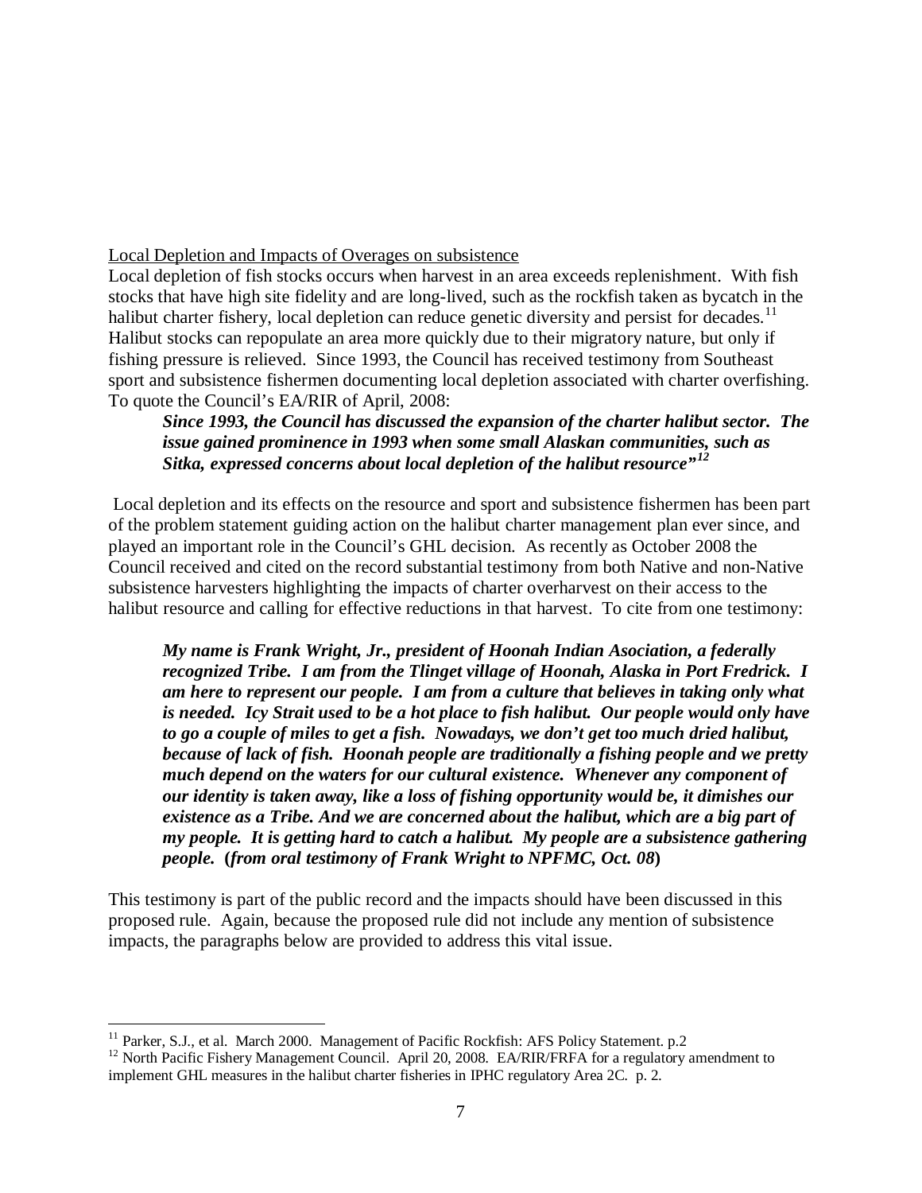Local Depletion and Impacts of Overages on subsistence

Local depletion of fish stocks occurs when harvest in an area exceeds replenishment. With fish stocks that have high site fidelity and are long-lived, such as the rockfish taken as bycatch in the halibut charter fishery, local depletion can reduce genetic diversity and persist for decades.[11] Halibut stocks can repopulate an area more quickly due to their migratory nature, but only if fishing pressure is relieved. Since 1993, the Council has received testimony from Southeast sport and subsistence fishermen documenting local depletion associated with charter overfishing. To quote the Council's EA/RIR of April, 2008:

> ***Since 1993, the Council has discussed the expansion of the charter halibut sector. The issue gained prominence in 1993 when some small Alaskan communities, such as Sitka, expressed concerns about local depletion of the halibut resource"***[12]

Local depletion and its effects on the resource and sport and subsistence fishermen has been part of the problem statement guiding action on the halibut charter management plan ever since, and played an important role in the Council's GHL decision. As recently as October 2008 the Council received and cited on the record substantial testimony from both Native and non-Native subsistence harvesters highlighting the impacts of charter overharvest on their access to the halibut resource and calling for effective reductions in that harvest. To cite from one testimony:

> ***My name is Frank Wright, Jr., president of Hoonah Indian Asociation, a federally recognized Tribe. I am from the Tlinget village of Hoonah, Alaska in Port Fredrick. I am here to represent our people. I am from a culture that believes in taking only what is needed. Icy Strait used to be a hot place to fish halibut. Our people would only have to go a couple of miles to get a fish. Nowadays, we don't get too much dried halibut, because of lack of fish. Hoonah people are traditionally a fishing people and we pretty much depend on the waters for our cultural existence. Whenever any component of our identity is taken away, like a loss of fishing opportunity would be, it dimishes our existence as a Tribe. And we are concerned about the halibut, which are a big part of my people. It is getting hard to catch a halibut. My people are a subsistence gathering people.* (*from oral testimony of Frank Wright to NPFMC, Oct. 08*)**

This testimony is part of the public record and the impacts should have been discussed in this proposed rule. Again, because the proposed rule did not include any mention of subsistence impacts, the paragraphs below are provided to address this vital issue.

---

[11] Parker, S.J., et al. March 2000. Management of Pacific Rockfish: AFS Policy Statement. p.2

[12] North Pacific Fishery Management Council. April 20, 2008. EA/RIR/FRFA for a regulatory amendment to implement GHL measures in the halibut charter fisheries in IPHC regulatory Area 2C. p. 2.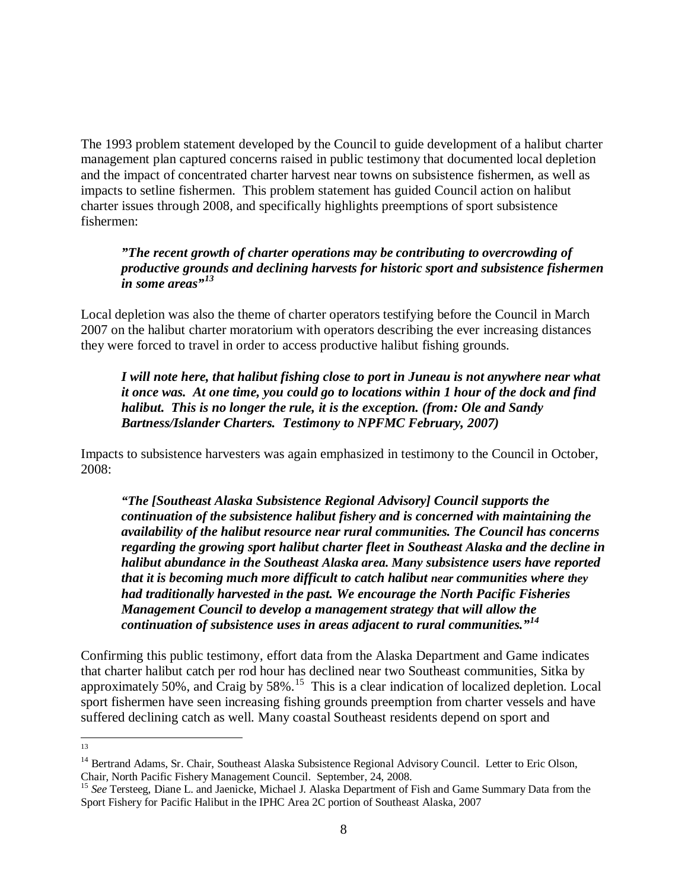The 1993 problem statement developed by the Council to guide development of a halibut charter management plan captured concerns raised in public testimony that documented local depletion and the impact of concentrated charter harvest near towns on subsistence fishermen, as well as impacts to setline fishermen. This problem statement has guided Council action on halibut charter issues through 2008, and specifically highlights preemptions of sport subsistence fishermen:

> ***"The recent growth of charter operations may be contributing to overcrowding of productive grounds and declining harvests for historic sport and subsistence fishermen in some areas"***[13]

Local depletion was also the theme of charter operators testifying before the Council in March 2007 on the halibut charter moratorium with operators describing the ever increasing distances they were forced to travel in order to access productive halibut fishing grounds.

> ***I will note here, that halibut fishing close to port in Juneau is not anywhere near what it once was. At one time, you could go to locations within 1 hour of the dock and find halibut. This is no longer the rule, it is the exception. (from: Ole and Sandy Bartness/Islander Charters. Testimony to NPFMC February, 2007)***

Impacts to subsistence harvesters was again emphasized in testimony to the Council in October, 2008:

> ***"The [Southeast Alaska Subsistence Regional Advisory] Council supports the continuation of the subsistence halibut fishery and is concerned with maintaining the availability of the halibut resource near rural communities. The Council has concerns regarding the growing sport halibut charter fleet in Southeast Alaska and the decline in halibut abundance in the Southeast Alaska area. Many subsistence users have reported that it is becoming much more difficult to catch halibut near communities where they had traditionally harvested in the past. We encourage the North Pacific Fisheries Management Council to develop a management strategy that will allow the continuation of subsistence uses in areas adjacent to rural communities."***[14]

Confirming this public testimony, effort data from the Alaska Department and Game indicates that charter halibut catch per rod hour has declined near two Southeast communities, Sitka by approximately 50%, and Craig by 58%.[15] This is a clear indication of localized depletion. Local sport fishermen have seen increasing fishing grounds preemption from charter vessels and have suffered declining catch as well. Many coastal Southeast residents depend on sport and

---

[13]

[14] Bertrand Adams, Sr. Chair, Southeast Alaska Subsistence Regional Advisory Council. Letter to Eric Olson, Chair, North Pacific Fishery Management Council. September, 24, 2008.

[15] *See* Tersteeg, Diane L. and Jaenicke, Michael J. Alaska Department of Fish and Game Summary Data from the Sport Fishery for Pacific Halibut in the IPHC Area 2C portion of Southeast Alaska, 2007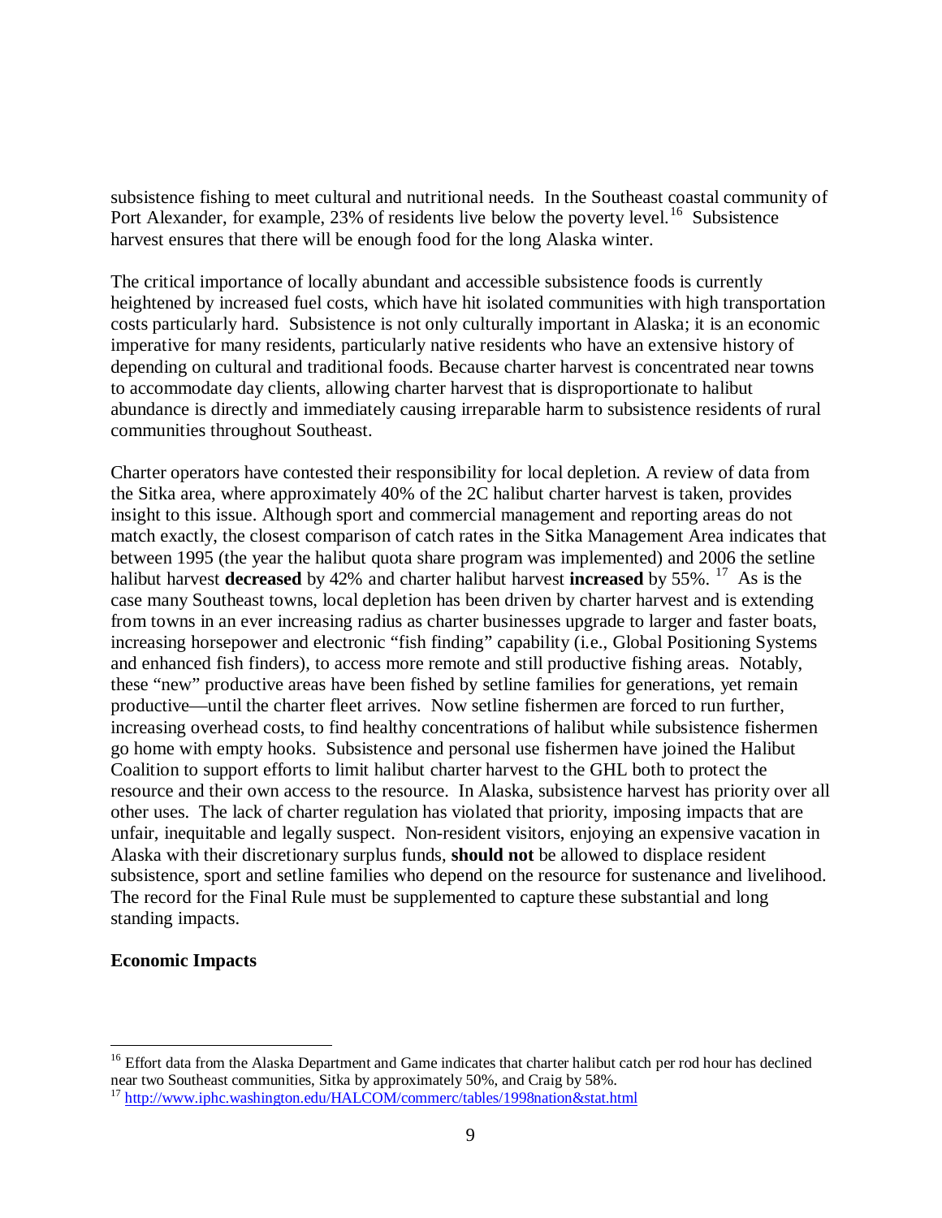subsistence fishing to meet cultural and nutritional needs. In the Southeast coastal community of Port Alexander, for example, 23% of residents live below the poverty level.[16] Subsistence harvest ensures that there will be enough food for the long Alaska winter.

The critical importance of locally abundant and accessible subsistence foods is currently heightened by increased fuel costs, which have hit isolated communities with high transportation costs particularly hard. Subsistence is not only culturally important in Alaska; it is an economic imperative for many residents, particularly native residents who have an extensive history of depending on cultural and traditional foods. Because charter harvest is concentrated near towns to accommodate day clients, allowing charter harvest that is disproportionate to halibut abundance is directly and immediately causing irreparable harm to subsistence residents of rural communities throughout Southeast.

Charter operators have contested their responsibility for local depletion. A review of data from the Sitka area, where approximately 40% of the 2C halibut charter harvest is taken, provides insight to this issue. Although sport and commercial management and reporting areas do not match exactly, the closest comparison of catch rates in the Sitka Management Area indicates that between 1995 (the year the halibut quota share program was implemented) and 2006 the setline halibut harvest **decreased** by 42% and charter halibut harvest **increased** by 55%.[17] As is the case many Southeast towns, local depletion has been driven by charter harvest and is extending from towns in an ever increasing radius as charter businesses upgrade to larger and faster boats, increasing horsepower and electronic "fish finding" capability (i.e., Global Positioning Systems and enhanced fish finders), to access more remote and still productive fishing areas. Notably, these "new" productive areas have been fished by setline families for generations, yet remain productive—until the charter fleet arrives. Now setline fishermen are forced to run further, increasing overhead costs, to find healthy concentrations of halibut while subsistence fishermen go home with empty hooks. Subsistence and personal use fishermen have joined the Halibut Coalition to support efforts to limit halibut charter harvest to the GHL both to protect the resource and their own access to the resource. In Alaska, subsistence harvest has priority over all other uses. The lack of charter regulation has violated that priority, imposing impacts that are unfair, inequitable and legally suspect. Non-resident visitors, enjoying an expensive vacation in Alaska with their discretionary surplus funds, **should not** be allowed to displace resident subsistence, sport and setline families who depend on the resource for sustenance and livelihood. The record for the Final Rule must be supplemented to capture these substantial and long standing impacts.

**Economic Impacts**

---

[16] Effort data from the Alaska Department and Game indicates that charter halibut catch per rod hour has declined near two Southeast communities, Sitka by approximately 50%, and Craig by 58%.

[17] http://www.iphc.washington.edu/HALCOM/commerc/tables/1998nation&stat.html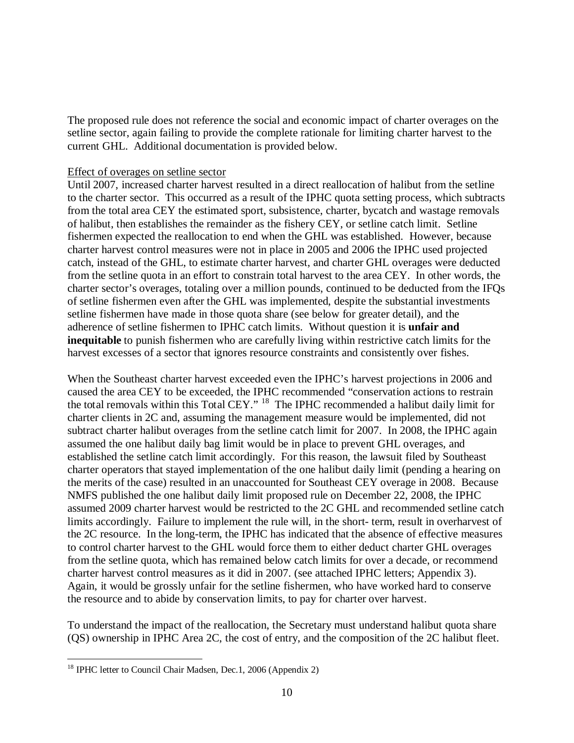The proposed rule does not reference the social and economic impact of charter overages on the setline sector, again failing to provide the complete rationale for limiting charter harvest to the current GHL. Additional documentation is provided below.

Effect of overages on setline sector

Until 2007, increased charter harvest resulted in a direct reallocation of halibut from the setline to the charter sector. This occurred as a result of the IPHC quota setting process, which subtracts from the total area CEY the estimated sport, subsistence, charter, bycatch and wastage removals of halibut, then establishes the remainder as the fishery CEY, or setline catch limit. Setline fishermen expected the reallocation to end when the GHL was established. However, because charter harvest control measures were not in place in 2005 and 2006 the IPHC used projected catch, instead of the GHL, to estimate charter harvest, and charter GHL overages were deducted from the setline quota in an effort to constrain total harvest to the area CEY. In other words, the charter sector's overages, totaling over a million pounds, continued to be deducted from the IFQs of setline fishermen even after the GHL was implemented, despite the substantial investments setline fishermen have made in those quota share (see below for greater detail), and the adherence of setline fishermen to IPHC catch limits. Without question it is **unfair and inequitable** to punish fishermen who are carefully living within restrictive catch limits for the harvest excesses of a sector that ignores resource constraints and consistently over fishes.

When the Southeast charter harvest exceeded even the IPHC's harvest projections in 2006 and caused the area CEY to be exceeded, the IPHC recommended "conservation actions to restrain the total removals within this Total CEY." [18] The IPHC recommended a halibut daily limit for charter clients in 2C and, assuming the management measure would be implemented, did not subtract charter halibut overages from the setline catch limit for 2007. In 2008, the IPHC again assumed the one halibut daily bag limit would be in place to prevent GHL overages, and established the setline catch limit accordingly. For this reason, the lawsuit filed by Southeast charter operators that stayed implementation of the one halibut daily limit (pending a hearing on the merits of the case) resulted in an unaccounted for Southeast CEY overage in 2008. Because NMFS published the one halibut daily limit proposed rule on December 22, 2008, the IPHC assumed 2009 charter harvest would be restricted to the 2C GHL and recommended setline catch limits accordingly. Failure to implement the rule will, in the short- term, result in overharvest of the 2C resource. In the long-term, the IPHC has indicated that the absence of effective measures to control charter harvest to the GHL would force them to either deduct charter GHL overages from the setline quota, which has remained below catch limits for over a decade, or recommend charter harvest control measures as it did in 2007. (see attached IPHC letters; Appendix 3). Again, it would be grossly unfair for the setline fishermen, who have worked hard to conserve the resource and to abide by conservation limits, to pay for charter over harvest.

To understand the impact of the reallocation, the Secretary must understand halibut quota share (QS) ownership in IPHC Area 2C, the cost of entry, and the composition of the 2C halibut fleet.

[18] IPHC letter to Council Chair Madsen, Dec.1, 2006 (Appendix 2)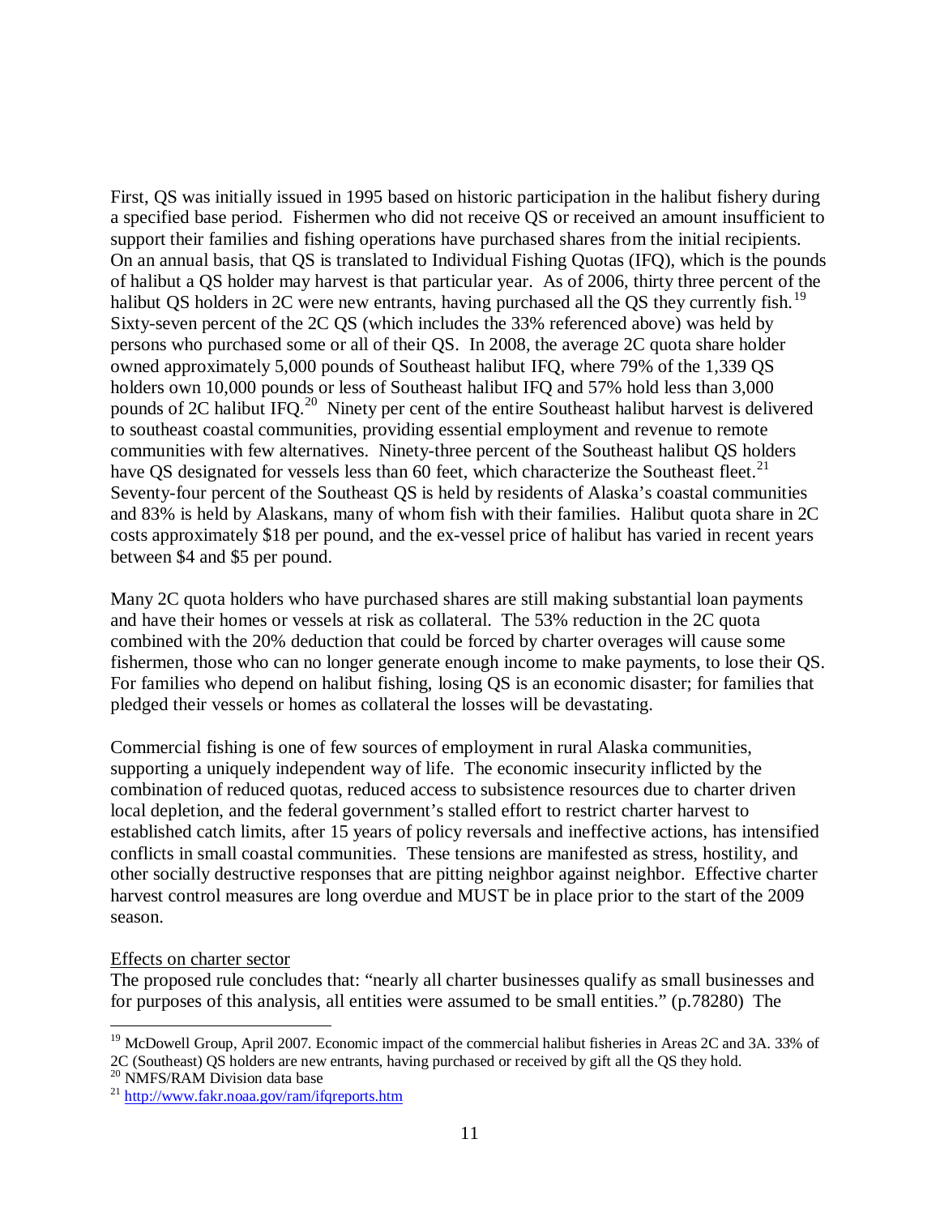First, QS was initially issued in 1995 based on historic participation in the halibut fishery during a specified base period. Fishermen who did not receive QS or received an amount insufficient to support their families and fishing operations have purchased shares from the initial recipients. On an annual basis, that QS is translated to Individual Fishing Quotas (IFQ), which is the pounds of halibut a QS holder may harvest is that particular year. As of 2006, thirty three percent of the halibut QS holders in 2C were new entrants, having purchased all the QS they currently fish.[19] Sixty-seven percent of the 2C QS (which includes the 33% referenced above) was held by persons who purchased some or all of their QS. In 2008, the average 2C quota share holder owned approximately 5,000 pounds of Southeast halibut IFQ, where 79% of the 1,339 QS holders own 10,000 pounds or less of Southeast halibut IFQ and 57% hold less than 3,000 pounds of 2C halibut IFQ.[20] Ninety per cent of the entire Southeast halibut harvest is delivered to southeast coastal communities, providing essential employment and revenue to remote communities with few alternatives. Ninety-three percent of the Southeast halibut QS holders have QS designated for vessels less than 60 feet, which characterize the Southeast fleet.[21] Seventy-four percent of the Southeast QS is held by residents of Alaska's coastal communities and 83% is held by Alaskans, many of whom fish with their families. Halibut quota share in 2C costs approximately $18 per pound, and the ex-vessel price of halibut has varied in recent years between $4 and $5 per pound.

Many 2C quota holders who have purchased shares are still making substantial loan payments and have their homes or vessels at risk as collateral. The 53% reduction in the 2C quota combined with the 20% deduction that could be forced by charter overages will cause some fishermen, those who can no longer generate enough income to make payments, to lose their QS. For families who depend on halibut fishing, losing QS is an economic disaster; for families that pledged their vessels or homes as collateral the losses will be devastating.

Commercial fishing is one of few sources of employment in rural Alaska communities, supporting a uniquely independent way of life. The economic insecurity inflicted by the combination of reduced quotas, reduced access to subsistence resources due to charter driven local depletion, and the federal government's stalled effort to restrict charter harvest to established catch limits, after 15 years of policy reversals and ineffective actions, has intensified conflicts in small coastal communities. These tensions are manifested as stress, hostility, and other socially destructive responses that are pitting neighbor against neighbor. Effective charter harvest control measures are long overdue and MUST be in place prior to the start of the 2009 season.

Effects on charter sector

The proposed rule concludes that: "nearly all charter businesses qualify as small businesses and for purposes of this analysis, all entities were assumed to be small entities." (p.78280) The

---

[19] McDowell Group, April 2007. Economic impact of the commercial halibut fisheries in Areas 2C and 3A. 33% of 2C (Southeast) QS holders are new entrants, having purchased or received by gift all the QS they hold.

[20] NMFS/RAM Division data base

[21] http://www.fakr.noaa.gov/ram/ifqreports.htm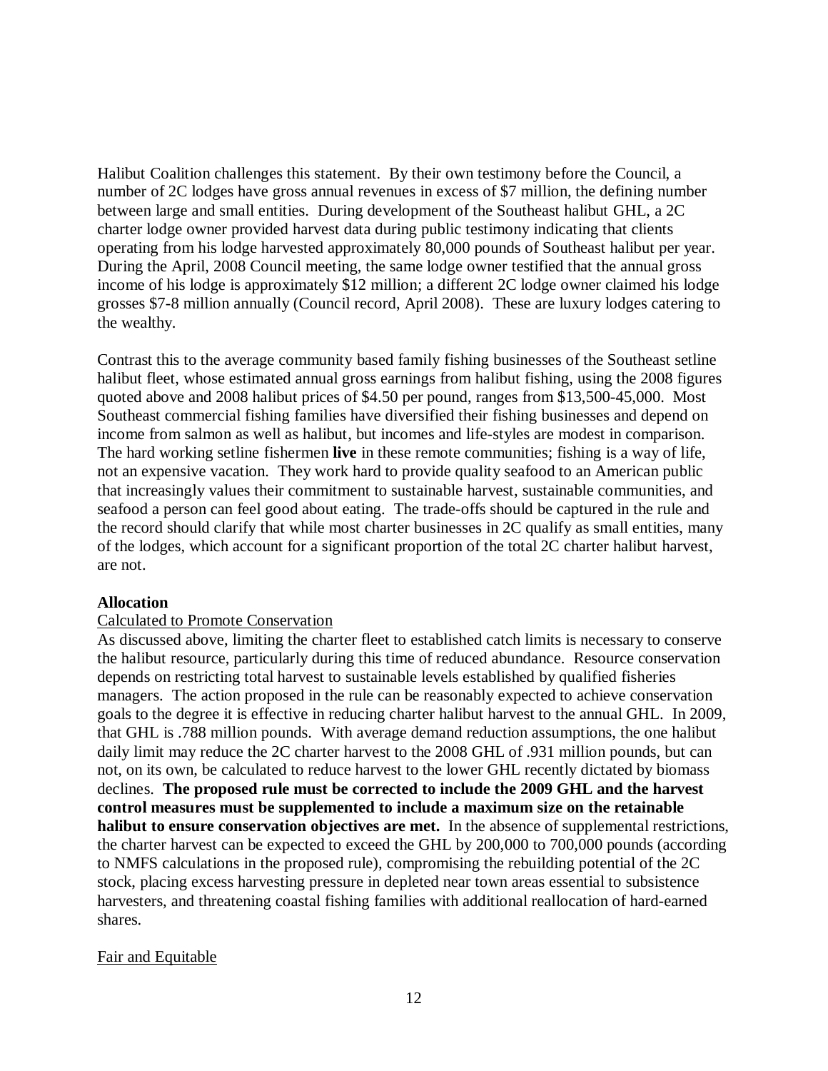Halibut Coalition challenges this statement. By their own testimony before the Council, a number of 2C lodges have gross annual revenues in excess of $7 million, the defining number between large and small entities. During development of the Southeast halibut GHL, a 2C charter lodge owner provided harvest data during public testimony indicating that clients operating from his lodge harvested approximately 80,000 pounds of Southeast halibut per year. During the April, 2008 Council meeting, the same lodge owner testified that the annual gross income of his lodge is approximately $12 million; a different 2C lodge owner claimed his lodge grosses $7-8 million annually (Council record, April 2008). These are luxury lodges catering to the wealthy.

Contrast this to the average community based family fishing businesses of the Southeast setline halibut fleet, whose estimated annual gross earnings from halibut fishing, using the 2008 figures quoted above and 2008 halibut prices of $4.50 per pound, ranges from $13,500-45,000. Most Southeast commercial fishing families have diversified their fishing businesses and depend on income from salmon as well as halibut, but incomes and life-styles are modest in comparison. The hard working setline fishermen **live** in these remote communities; fishing is a way of life, not an expensive vacation. They work hard to provide quality seafood to an American public that increasingly values their commitment to sustainable harvest, sustainable communities, and seafood a person can feel good about eating. The trade-offs should be captured in the rule and the record should clarify that while most charter businesses in 2C qualify as small entities, many of the lodges, which account for a significant proportion of the total 2C charter halibut harvest, are not.

**Allocation**

Calculated to Promote Conservation

As discussed above, limiting the charter fleet to established catch limits is necessary to conserve the halibut resource, particularly during this time of reduced abundance. Resource conservation depends on restricting total harvest to sustainable levels established by qualified fisheries managers. The action proposed in the rule can be reasonably expected to achieve conservation goals to the degree it is effective in reducing charter halibut harvest to the annual GHL. In 2009, that GHL is .788 million pounds. With average demand reduction assumptions, the one halibut daily limit may reduce the 2C charter harvest to the 2008 GHL of .931 million pounds, but can not, on its own, be calculated to reduce harvest to the lower GHL recently dictated by biomass declines. **The proposed rule must be corrected to include the 2009 GHL and the harvest control measures must be supplemented to include a maximum size on the retainable halibut to ensure conservation objectives are met.** In the absence of supplemental restrictions, the charter harvest can be expected to exceed the GHL by 200,000 to 700,000 pounds (according to NMFS calculations in the proposed rule), compromising the rebuilding potential of the 2C stock, placing excess harvesting pressure in depleted near town areas essential to subsistence harvesters, and threatening coastal fishing families with additional reallocation of hard-earned shares.

Fair and Equitable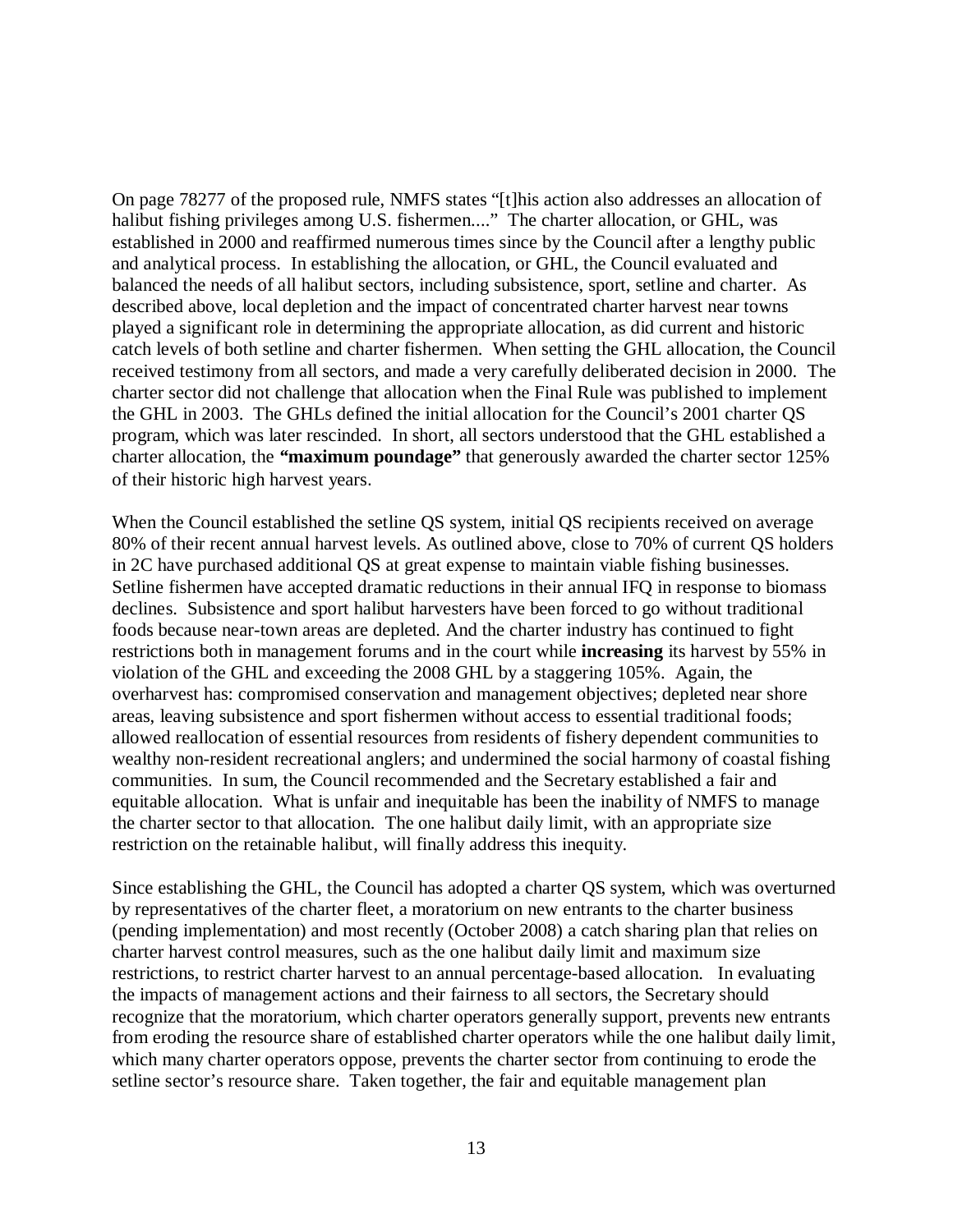On page 78277 of the proposed rule, NMFS states "[t]his action also addresses an allocation of halibut fishing privileges among U.S. fishermen...." The charter allocation, or GHL, was established in 2000 and reaffirmed numerous times since by the Council after a lengthy public and analytical process. In establishing the allocation, or GHL, the Council evaluated and balanced the needs of all halibut sectors, including subsistence, sport, setline and charter. As described above, local depletion and the impact of concentrated charter harvest near towns played a significant role in determining the appropriate allocation, as did current and historic catch levels of both setline and charter fishermen. When setting the GHL allocation, the Council received testimony from all sectors, and made a very carefully deliberated decision in 2000. The charter sector did not challenge that allocation when the Final Rule was published to implement the GHL in 2003. The GHLs defined the initial allocation for the Council's 2001 charter QS program, which was later rescinded. In short, all sectors understood that the GHL established a charter allocation, the **"maximum poundage"** that generously awarded the charter sector 125% of their historic high harvest years.

When the Council established the setline QS system, initial QS recipients received on average 80% of their recent annual harvest levels. As outlined above, close to 70% of current QS holders in 2C have purchased additional QS at great expense to maintain viable fishing businesses. Setline fishermen have accepted dramatic reductions in their annual IFQ in response to biomass declines. Subsistence and sport halibut harvesters have been forced to go without traditional foods because near-town areas are depleted. And the charter industry has continued to fight restrictions both in management forums and in the court while **increasing** its harvest by 55% in violation of the GHL and exceeding the 2008 GHL by a staggering 105%. Again, the overharvest has: compromised conservation and management objectives; depleted near shore areas, leaving subsistence and sport fishermen without access to essential traditional foods; allowed reallocation of essential resources from residents of fishery dependent communities to wealthy non-resident recreational anglers; and undermined the social harmony of coastal fishing communities. In sum, the Council recommended and the Secretary established a fair and equitable allocation. What is unfair and inequitable has been the inability of NMFS to manage the charter sector to that allocation. The one halibut daily limit, with an appropriate size restriction on the retainable halibut, will finally address this inequity.

Since establishing the GHL, the Council has adopted a charter QS system, which was overturned by representatives of the charter fleet, a moratorium on new entrants to the charter business (pending implementation) and most recently (October 2008) a catch sharing plan that relies on charter harvest control measures, such as the one halibut daily limit and maximum size restrictions, to restrict charter harvest to an annual percentage-based allocation. In evaluating the impacts of management actions and their fairness to all sectors, the Secretary should recognize that the moratorium, which charter operators generally support, prevents new entrants from eroding the resource share of established charter operators while the one halibut daily limit, which many charter operators oppose, prevents the charter sector from continuing to erode the setline sector's resource share. Taken together, the fair and equitable management plan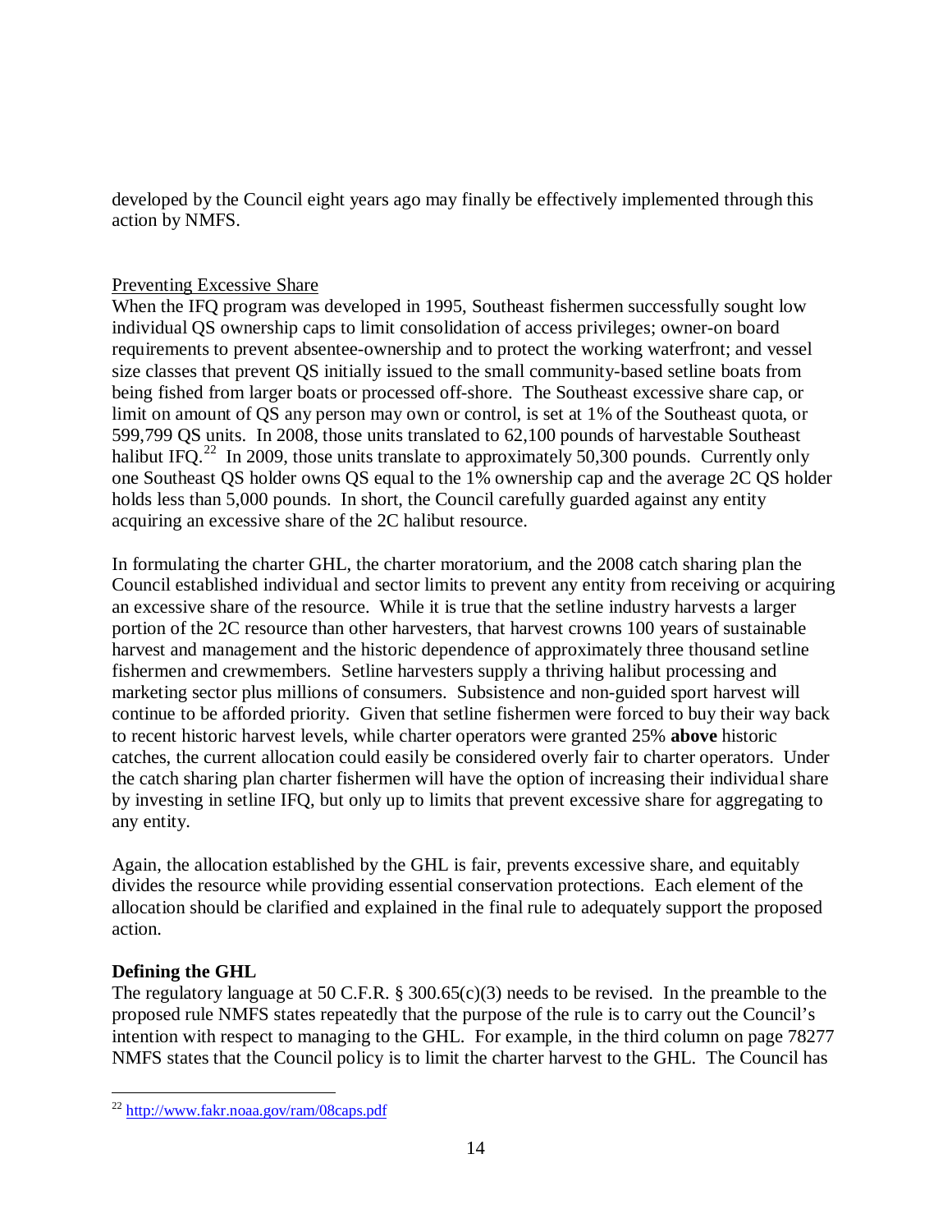developed by the Council eight years ago may finally be effectively implemented through this action by NMFS.

Preventing Excessive Share

When the IFQ program was developed in 1995, Southeast fishermen successfully sought low individual QS ownership caps to limit consolidation of access privileges; owner-on board requirements to prevent absentee-ownership and to protect the working waterfront; and vessel size classes that prevent QS initially issued to the small community-based setline boats from being fished from larger boats or processed off-shore. The Southeast excessive share cap, or limit on amount of QS any person may own or control, is set at 1% of the Southeast quota, or 599,799 QS units. In 2008, those units translated to 62,100 pounds of harvestable Southeast halibut IFQ.[22] In 2009, those units translate to approximately 50,300 pounds. Currently only one Southeast QS holder owns QS equal to the 1% ownership cap and the average 2C QS holder holds less than 5,000 pounds. In short, the Council carefully guarded against any entity acquiring an excessive share of the 2C halibut resource.

In formulating the charter GHL, the charter moratorium, and the 2008 catch sharing plan the Council established individual and sector limits to prevent any entity from receiving or acquiring an excessive share of the resource. While it is true that the setline industry harvests a larger portion of the 2C resource than other harvesters, that harvest crowns 100 years of sustainable harvest and management and the historic dependence of approximately three thousand setline fishermen and crewmembers. Setline harvesters supply a thriving halibut processing and marketing sector plus millions of consumers. Subsistence and non-guided sport harvest will continue to be afforded priority. Given that setline fishermen were forced to buy their way back to recent historic harvest levels, while charter operators were granted 25% **above** historic catches, the current allocation could easily be considered overly fair to charter operators. Under the catch sharing plan charter fishermen will have the option of increasing their individual share by investing in setline IFQ, but only up to limits that prevent excessive share for aggregating to any entity.

Again, the allocation established by the GHL is fair, prevents excessive share, and equitably divides the resource while providing essential conservation protections. Each element of the allocation should be clarified and explained in the final rule to adequately support the proposed action.

**Defining the GHL**

The regulatory language at 50 C.F.R. § 300.65(c)(3) needs to be revised. In the preamble to the proposed rule NMFS states repeatedly that the purpose of the rule is to carry out the Council's intention with respect to managing to the GHL. For example, in the third column on page 78277 NMFS states that the Council policy is to limit the charter harvest to the GHL. The Council has

[22] http://www.fakr.noaa.gov/ram/08caps.pdf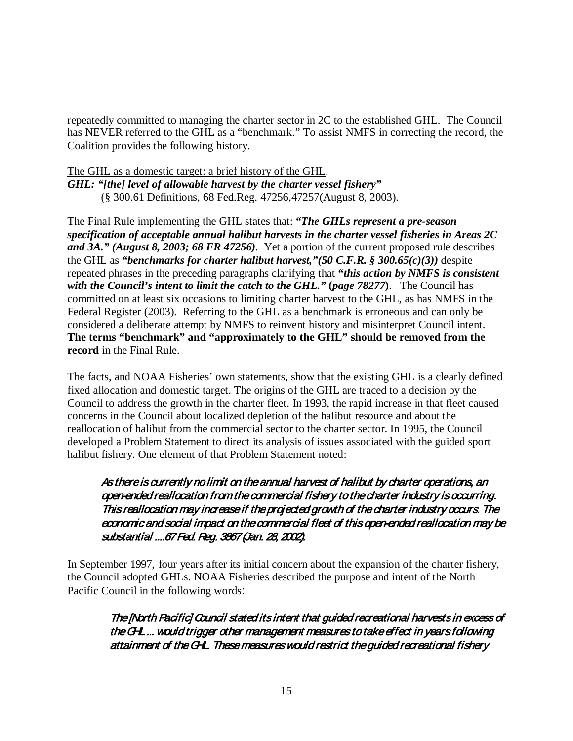repeatedly committed to managing the charter sector in 2C to the established GHL. The Council has NEVER referred to the GHL as a "benchmark." To assist NMFS in correcting the record, the Coalition provides the following history.

<u>The GHL as a domestic target: a brief history of the GHL</u>.

***GHL: "[the] level of allowable harvest by the charter vessel fishery"***
(§ 300.61 Definitions, 68 Fed.Reg. 47256,47257(August 8, 2003).

The Final Rule implementing the GHL states that: ***"The GHLs represent a pre-season specification of acceptable annual halibut harvests in the charter vessel fisheries in Areas 2C and 3A." (August 8, 2003; 68 FR 47256)***. Yet a portion of the current proposed rule describes the GHL as ***"benchmarks for charter halibut harvest,"(50 C.F.R. § 300.65(c)(3))*** despite repeated phrases in the preceding paragraphs clarifying that ***"this action by NMFS is consistent with the Council's intent to limit the catch to the GHL."*** **(*page 78277*)**. The Council has committed on at least six occasions to limiting charter harvest to the GHL, as has NMFS in the Federal Register (2003). Referring to the GHL as a benchmark is erroneous and can only be considered a deliberate attempt by NMFS to reinvent history and misinterpret Council intent. **The terms "benchmark" and "approximately to the GHL" should be removed from the record** in the Final Rule.

The facts, and NOAA Fisheries' own statements, show that the existing GHL is a clearly defined fixed allocation and domestic target. The origins of the GHL are traced to a decision by the Council to address the growth in the charter fleet. In 1993, the rapid increase in that fleet caused concerns in the Council about localized depletion of the halibut resource and about the reallocation of halibut from the commercial sector to the charter sector. In 1995, the Council developed a Problem Statement to direct its analysis of issues associated with the guided sport halibut fishery. One element of that Problem Statement noted:

> *As there is currently no limit on the annual harvest of halibut by charter operations, an open-ended reallocation from the commercial fishery to the charter industry is occurring. This reallocation may increase if the projected growth of the charter industry occurs. The economic and social impact on the commercial fleet of this open-ended reallocation may be substantial ....67 Fed. Reg. 3867 (Jan. 28, 2002).*

In September 1997, four years after its initial concern about the expansion of the charter fishery, the Council adopted GHLs. NOAA Fisheries described the purpose and intent of the North Pacific Council in the following words:

> *The [North Pacific] Council stated its intent that guided recreational harvests in excess of the GHL ... would trigger other management measures to take effect in years following attainment of the GHL. These measures would restrict the guided recreational fishery*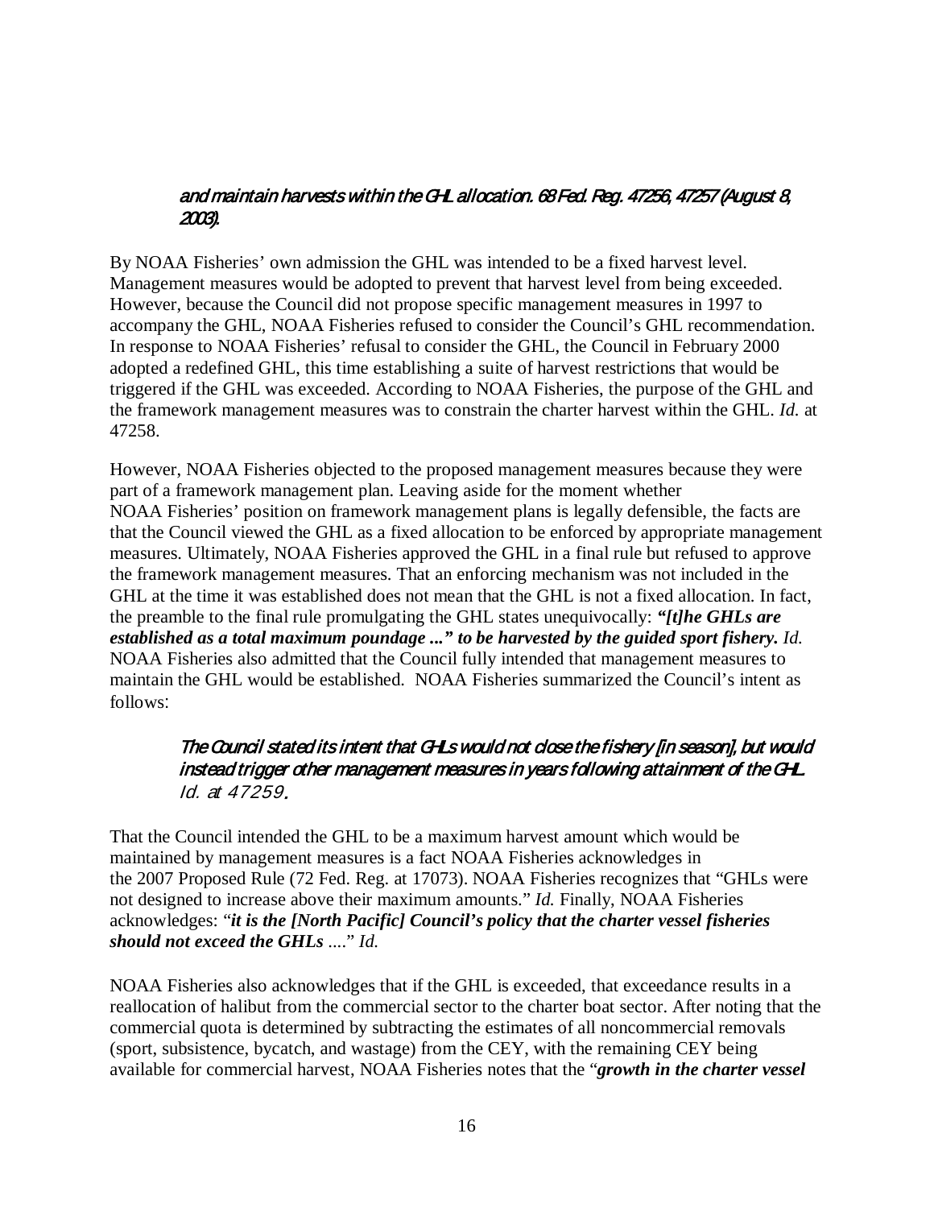> *and maintain harvests within the GHL allocation. 68 Fed. Reg. 47256, 47257 (August 8, 2003).*

By NOAA Fisheries' own admission the GHL was intended to be a fixed harvest level. Management measures would be adopted to prevent that harvest level from being exceeded. However, because the Council did not propose specific management measures in 1997 to accompany the GHL, NOAA Fisheries refused to consider the Council's GHL recommendation. In response to NOAA Fisheries' refusal to consider the GHL, the Council in February 2000 adopted a redefined GHL, this time establishing a suite of harvest restrictions that would be triggered if the GHL was exceeded. According to NOAA Fisheries, the purpose of the GHL and the framework management measures was to constrain the charter harvest within the GHL. *Id.* at 47258.

However, NOAA Fisheries objected to the proposed management measures because they were part of a framework management plan. Leaving aside for the moment whether NOAA Fisheries' position on framework management plans is legally defensible, the facts are that the Council viewed the GHL as a fixed allocation to be enforced by appropriate management measures. Ultimately, NOAA Fisheries approved the GHL in a final rule but refused to approve the framework management measures. That an enforcing mechanism was not included in the GHL at the time it was established does not mean that the GHL is not a fixed allocation. In fact, the preamble to the final rule promulgating the GHL states unequivocally: ***"[t]he GHLs are established as a total maximum poundage ..." to be harvested by the guided sport fishery.*** *Id.* NOAA Fisheries also admitted that the Council fully intended that management measures to maintain the GHL would be established. NOAA Fisheries summarized the Council's intent as follows:

> *The Council stated its intent that GHLs would not close the fishery [in season], but would instead trigger other management measures in years following attainment of the GHL. Id. at 47259.*

That the Council intended the GHL to be a maximum harvest amount which would be maintained by management measures is a fact NOAA Fisheries acknowledges in the 2007 Proposed Rule (72 Fed. Reg. at 17073). NOAA Fisheries recognizes that "GHLs were not designed to increase above their maximum amounts." *Id.* Finally, NOAA Fisheries acknowledges: "***it is the [North Pacific] Council's policy that the charter vessel fisheries should not exceed the GHLs*** ...." *Id.*

NOAA Fisheries also acknowledges that if the GHL is exceeded, that exceedance results in a reallocation of halibut from the commercial sector to the charter boat sector. After noting that the commercial quota is determined by subtracting the estimates of all noncommercial removals (sport, subsistence, bycatch, and wastage) from the CEY, with the remaining CEY being available for commercial harvest, NOAA Fisheries notes that the "***growth in the charter vessel***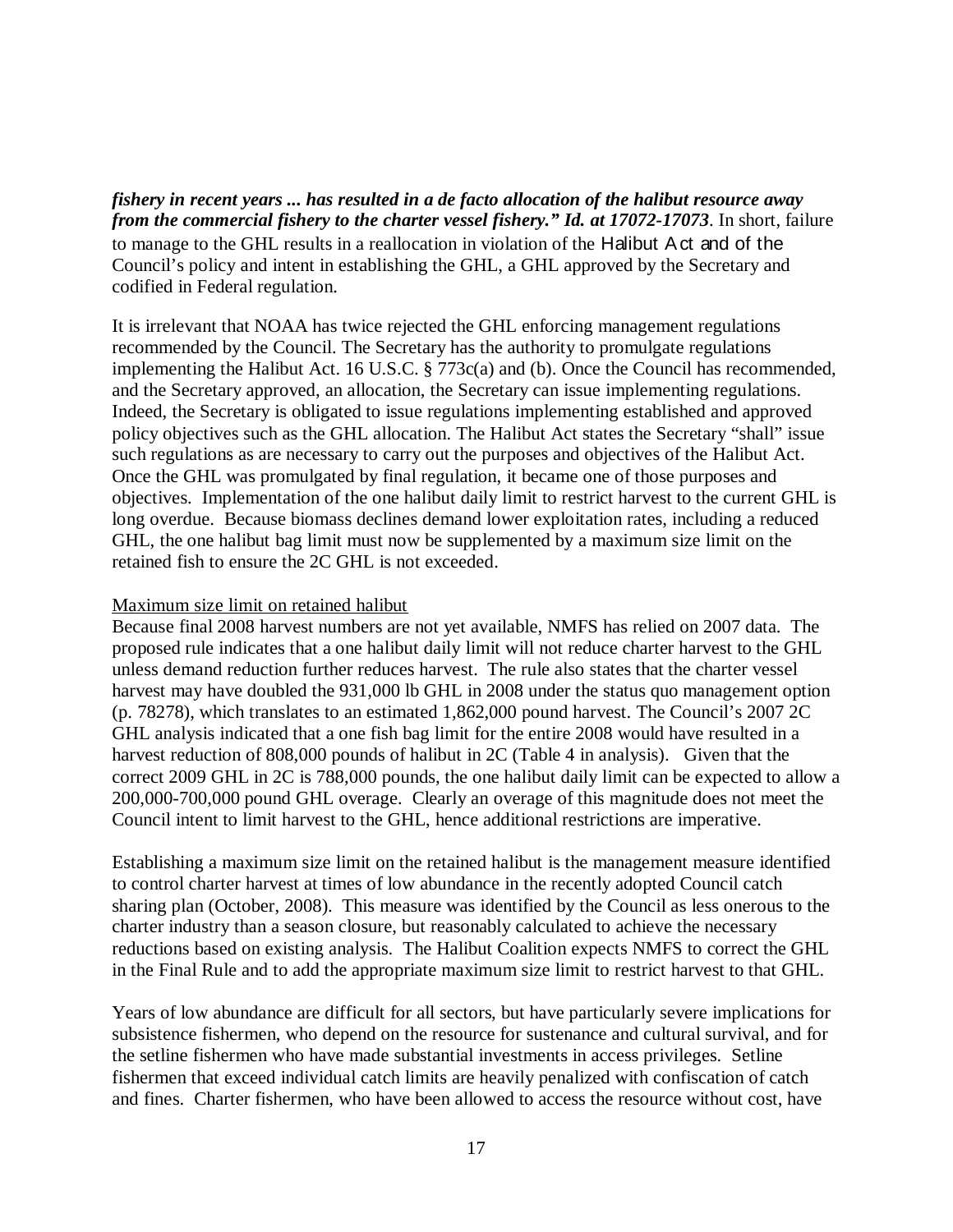***fishery in recent years ... has resulted in a de facto allocation of the halibut resource away from the commercial fishery to the charter vessel fishery." Id. at 17072-17073***. In short, failure to manage to the GHL results in a reallocation in violation of the Halibut Act and of the Council's policy and intent in establishing the GHL, a GHL approved by the Secretary and codified in Federal regulation.

It is irrelevant that NOAA has twice rejected the GHL enforcing management regulations recommended by the Council. The Secretary has the authority to promulgate regulations implementing the Halibut Act. 16 U.S.C. § 773c(a) and (b). Once the Council has recommended, and the Secretary approved, an allocation, the Secretary can issue implementing regulations. Indeed, the Secretary is obligated to issue regulations implementing established and approved policy objectives such as the GHL allocation. The Halibut Act states the Secretary "shall" issue such regulations as are necessary to carry out the purposes and objectives of the Halibut Act. Once the GHL was promulgated by final regulation, it became one of those purposes and objectives. Implementation of the one halibut daily limit to restrict harvest to the current GHL is long overdue. Because biomass declines demand lower exploitation rates, including a reduced GHL, the one halibut bag limit must now be supplemented by a maximum size limit on the retained fish to ensure the 2C GHL is not exceeded.

<u>Maximum size limit on retained halibut</u>

Because final 2008 harvest numbers are not yet available, NMFS has relied on 2007 data. The proposed rule indicates that a one halibut daily limit will not reduce charter harvest to the GHL unless demand reduction further reduces harvest. The rule also states that the charter vessel harvest may have doubled the 931,000 lb GHL in 2008 under the status quo management option (p. 78278), which translates to an estimated 1,862,000 pound harvest. The Council's 2007 2C GHL analysis indicated that a one fish bag limit for the entire 2008 would have resulted in a harvest reduction of 808,000 pounds of halibut in 2C (Table 4 in analysis). Given that the correct 2009 GHL in 2C is 788,000 pounds, the one halibut daily limit can be expected to allow a 200,000-700,000 pound GHL overage. Clearly an overage of this magnitude does not meet the Council intent to limit harvest to the GHL, hence additional restrictions are imperative.

Establishing a maximum size limit on the retained halibut is the management measure identified to control charter harvest at times of low abundance in the recently adopted Council catch sharing plan (October, 2008). This measure was identified by the Council as less onerous to the charter industry than a season closure, but reasonably calculated to achieve the necessary reductions based on existing analysis. The Halibut Coalition expects NMFS to correct the GHL in the Final Rule and to add the appropriate maximum size limit to restrict harvest to that GHL.

Years of low abundance are difficult for all sectors, but have particularly severe implications for subsistence fishermen, who depend on the resource for sustenance and cultural survival, and for the setline fishermen who have made substantial investments in access privileges. Setline fishermen that exceed individual catch limits are heavily penalized with confiscation of catch and fines. Charter fishermen, who have been allowed to access the resource without cost, have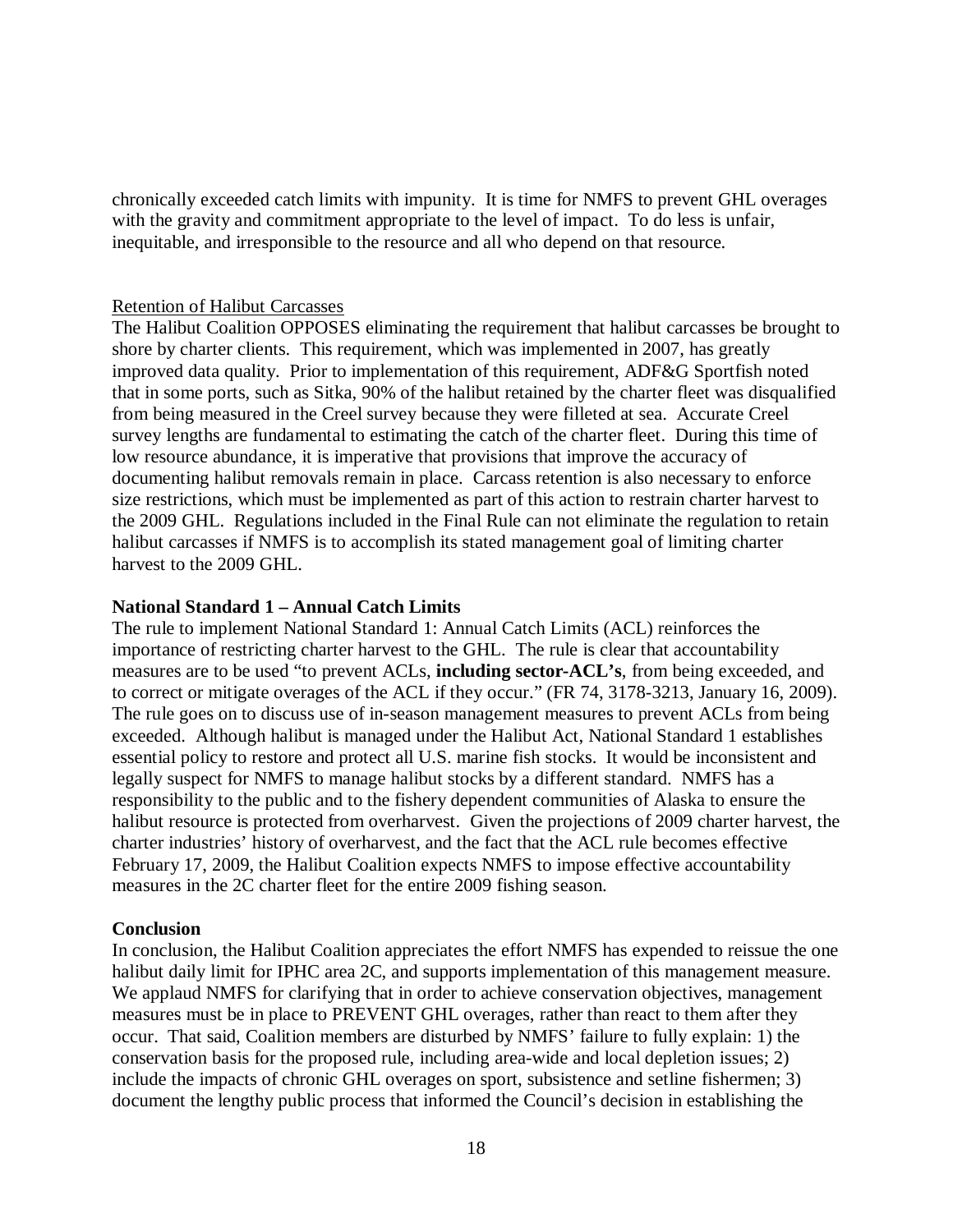chronically exceeded catch limits with impunity. It is time for NMFS to prevent GHL overages with the gravity and commitment appropriate to the level of impact. To do less is unfair, inequitable, and irresponsible to the resource and all who depend on that resource.

Retention of Halibut Carcasses

The Halibut Coalition OPPOSES eliminating the requirement that halibut carcasses be brought to shore by charter clients. This requirement, which was implemented in 2007, has greatly improved data quality. Prior to implementation of this requirement, ADF&G Sportfish noted that in some ports, such as Sitka, 90% of the halibut retained by the charter fleet was disqualified from being measured in the Creel survey because they were filleted at sea. Accurate Creel survey lengths are fundamental to estimating the catch of the charter fleet. During this time of low resource abundance, it is imperative that provisions that improve the accuracy of documenting halibut removals remain in place. Carcass retention is also necessary to enforce size restrictions, which must be implemented as part of this action to restrain charter harvest to the 2009 GHL. Regulations included in the Final Rule can not eliminate the regulation to retain halibut carcasses if NMFS is to accomplish its stated management goal of limiting charter harvest to the 2009 GHL.

**National Standard 1 – Annual Catch Limits**

The rule to implement National Standard 1: Annual Catch Limits (ACL) reinforces the importance of restricting charter harvest to the GHL. The rule is clear that accountability measures are to be used "to prevent ACLs, **including sector-ACL's**, from being exceeded, and to correct or mitigate overages of the ACL if they occur." (FR 74, 3178-3213, January 16, 2009). The rule goes on to discuss use of in-season management measures to prevent ACLs from being exceeded. Although halibut is managed under the Halibut Act, National Standard 1 establishes essential policy to restore and protect all U.S. marine fish stocks. It would be inconsistent and legally suspect for NMFS to manage halibut stocks by a different standard. NMFS has a responsibility to the public and to the fishery dependent communities of Alaska to ensure the halibut resource is protected from overharvest. Given the projections of 2009 charter harvest, the charter industries' history of overharvest, and the fact that the ACL rule becomes effective February 17, 2009, the Halibut Coalition expects NMFS to impose effective accountability measures in the 2C charter fleet for the entire 2009 fishing season.

**Conclusion**

In conclusion, the Halibut Coalition appreciates the effort NMFS has expended to reissue the one halibut daily limit for IPHC area 2C, and supports implementation of this management measure. We applaud NMFS for clarifying that in order to achieve conservation objectives, management measures must be in place to PREVENT GHL overages, rather than react to them after they occur. That said, Coalition members are disturbed by NMFS' failure to fully explain: 1) the conservation basis for the proposed rule, including area-wide and local depletion issues; 2) include the impacts of chronic GHL overages on sport, subsistence and setline fishermen; 3) document the lengthy public process that informed the Council's decision in establishing the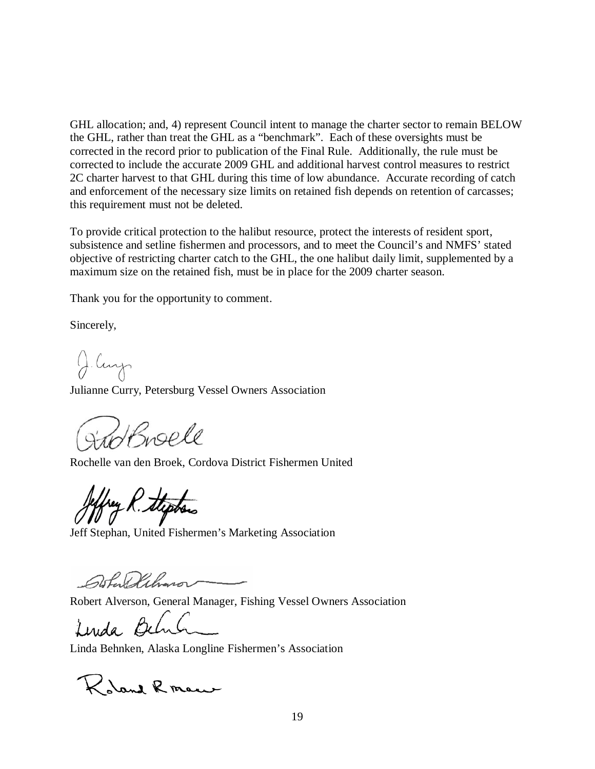GHL allocation; and, 4) represent Council intent to manage the charter sector to remain BELOW the GHL, rather than treat the GHL as a "benchmark". Each of these oversights must be corrected in the record prior to publication of the Final Rule. Additionally, the rule must be corrected to include the accurate 2009 GHL and additional harvest control measures to restrict 2C charter harvest to that GHL during this time of low abundance. Accurate recording of catch and enforcement of the necessary size limits on retained fish depends on retention of carcasses; this requirement must not be deleted.

To provide critical protection to the halibut resource, protect the interests of resident sport, subsistence and setline fishermen and processors, and to meet the Council's and NMFS' stated objective of restricting charter catch to the GHL, the one halibut daily limit, supplemented by a maximum size on the retained fish, must be in place for the 2009 charter season.

Thank you for the opportunity to comment.

Sincerely,

Julianne Curry, Petersburg Vessel Owners Association

Rochelle van den Broek, Cordova District Fishermen United

Jeff Stephan, United Fishermen's Marketing Association

Robert Alverson, General Manager, Fishing Vessel Owners Association

Linda Behnken, Alaska Longline Fishermen's Association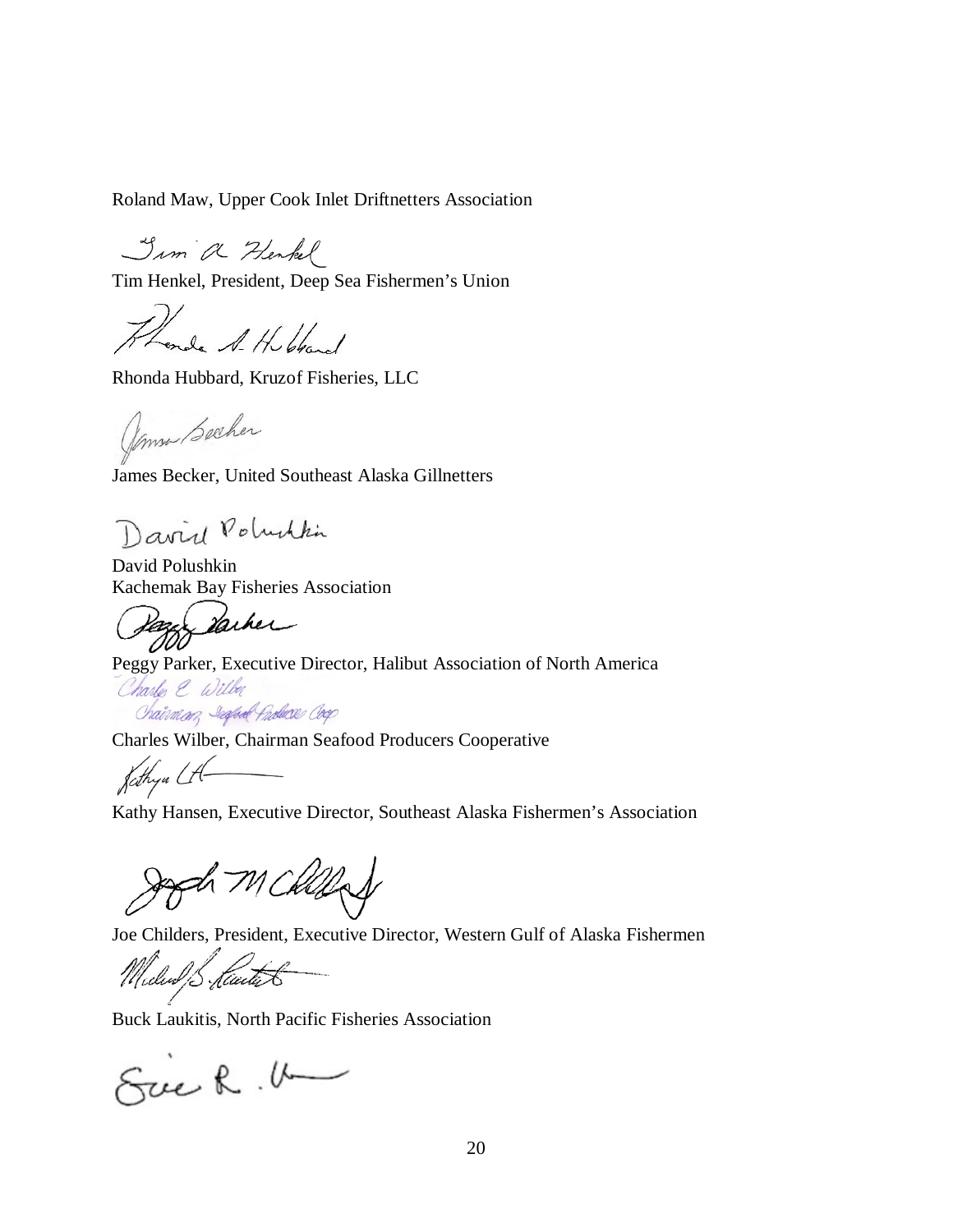Roland Maw, Upper Cook Inlet Driftnetters Association

Tim Henkel, President, Deep Sea Fishermen's Union

Rhonda Hubbard, Kruzof Fisheries, LLC

James Becker, United Southeast Alaska Gillnetters

David Polushkin
Kachemak Bay Fisheries Association

Peggy Parker, Executive Director, Halibut Association of North America

Charles Wilber, Chairman Seafood Producers Cooperative

Kathy Hansen, Executive Director, Southeast Alaska Fishermen's Association

Joe Childers, President, Executive Director, Western Gulf of Alaska Fishermen

Buck Laukitis, North Pacific Fisheries Association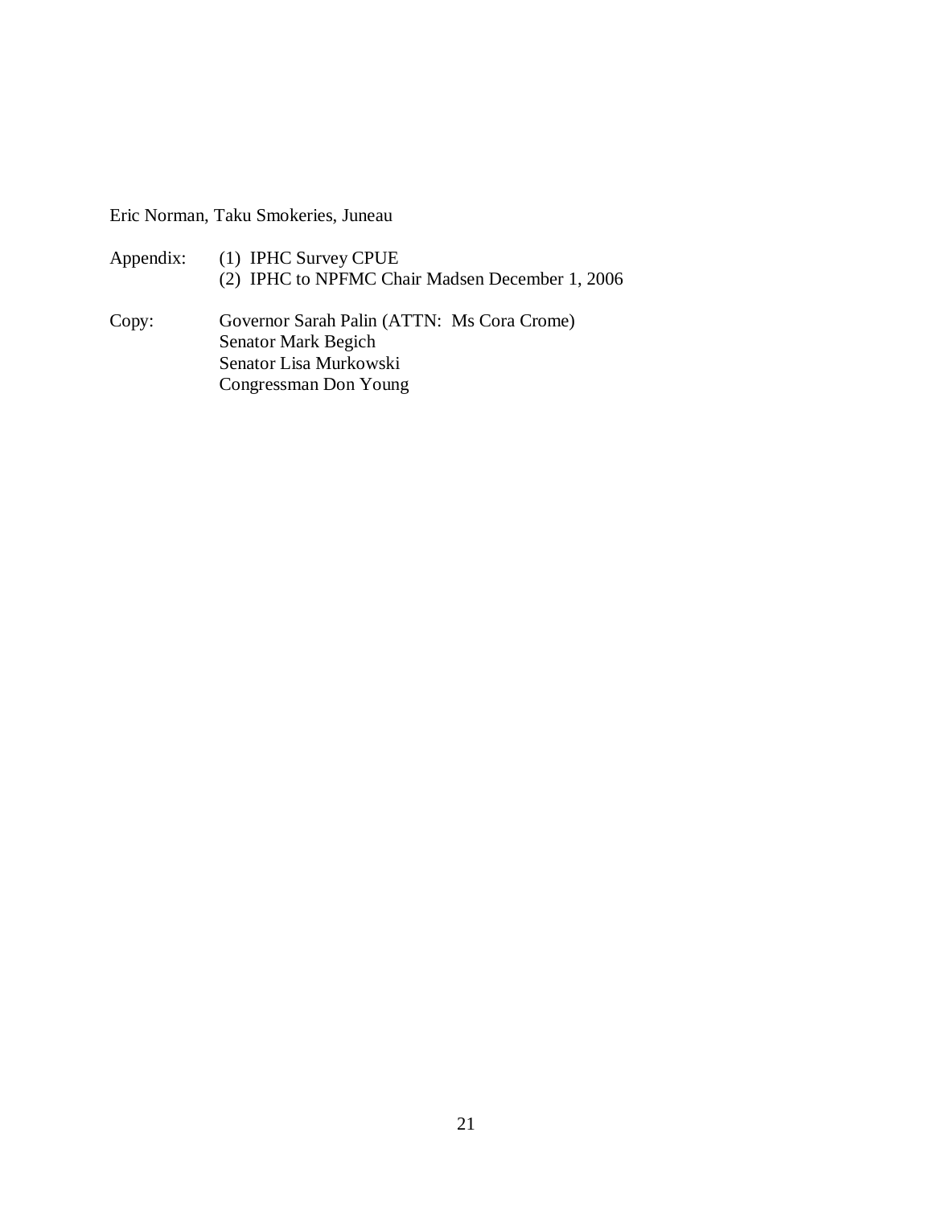Eric Norman, Taku Smokeries, Juneau

Appendix: (1) IPHC Survey CPUE
(2) IPHC to NPFMC Chair Madsen December 1, 2006

Copy: Governor Sarah Palin (ATTN: Ms Cora Crome)
Senator Mark Begich
Senator Lisa Murkowski
Congressman Don Young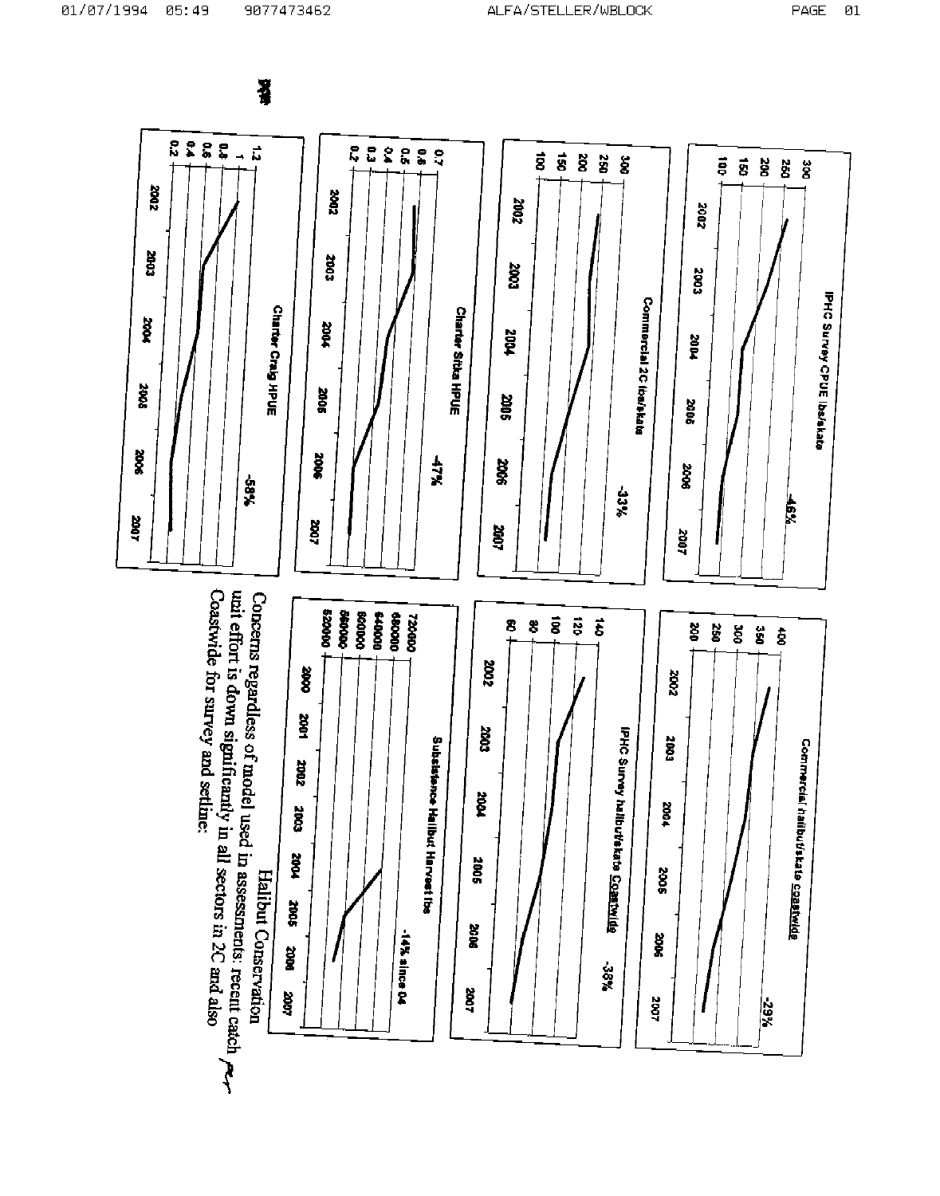IPHC Survey CPUE lbs/skate

-46%

Commercial 2C lbs/skate

-33%

Charter Sitka HPUE

-47%

Charter Craig HPUE

-58%

Commercial halibut/skate coastwide

-29%

IPHC Survey halibut/skate Coastwide

-38%

Subsistence Halibut Harvest lbs

-14% since 04

Halibut Conservation

Concerns regardless of model used in assessments: recent catch per unit effort is down significantly in all sectors in 2C and also Coastwide for survey and setline: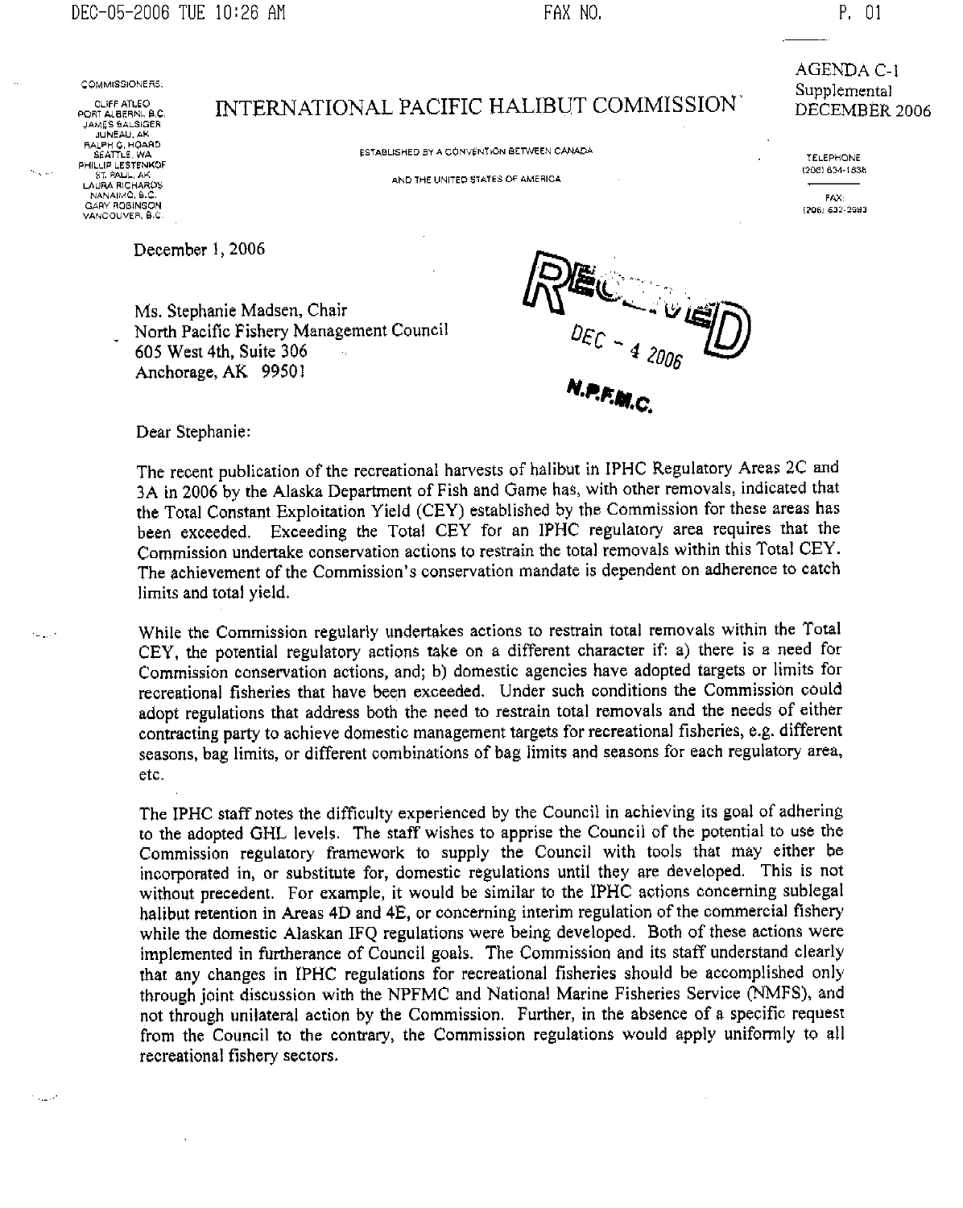AGENDA C-1
Supplemental
DECEMBER 2006

COMMISSIONERS:

CLIFF ATLEO
PORT ALBERNI, B.C.
JAMES BALSIGER
JUNEAU, AK
RALPH G. HOARD
SEATTLE, WA
PHILLIP LESTENKOF
ST. PAUL, AK
LAURA RICHARDS
NANAIMO, B.C.
GARY ROBINSON
VANCOUVER, B.C.

# INTERNATIONAL PACIFIC HALIBUT COMMISSION

ESTABLISHED BY A CONVENTION BETWEEN CANADA AND THE UNITED STATES OF AMERICA

TELEPHONE
(206) 634-1838

FAX:
(206) 632-2983

December 1, 2006

RECEIVED
DEC - 4 2006
N.P.F.M.C.

Ms. Stephanie Madsen, Chair
North Pacific Fishery Management Council
605 West 4th, Suite 306
Anchorage, AK 99501

Dear Stephanie:

The recent publication of the recreational harvests of halibut in IPHC Regulatory Areas 2C and 3A in 2006 by the Alaska Department of Fish and Game has, with other removals, indicated that the Total Constant Exploitation Yield (CEY) established by the Commission for these areas has been exceeded. Exceeding the Total CEY for an IPHC regulatory area requires that the Commission undertake conservation actions to restrain the total removals within this Total CEY. The achievement of the Commission's conservation mandate is dependent on adherence to catch limits and total yield.

While the Commission regularly undertakes actions to restrain total removals within the Total CEY, the potential regulatory actions take on a different character if: a) there is a need for Commission conservation actions, and; b) domestic agencies have adopted targets or limits for recreational fisheries that have been exceeded. Under such conditions the Commission could adopt regulations that address both the need to restrain total removals and the needs of either contracting party to achieve domestic management targets for recreational fisheries, e.g. different seasons, bag limits, or different combinations of bag limits and seasons for each regulatory area, etc.

The IPHC staff notes the difficulty experienced by the Council in achieving its goal of adhering to the adopted GHL levels. The staff wishes to apprise the Council of the potential to use the Commission regulatory framework to supply the Council with tools that may either be incorporated in, or substitute for, domestic regulations until they are developed. This is not without precedent. For example, it would be similar to the IPHC actions concerning sublegal halibut retention in Areas 4D and 4E, or concerning interim regulation of the commercial fishery while the domestic Alaskan IFQ regulations were being developed. Both of these actions were implemented in furtherance of Council goals. The Commission and its staff understand clearly that any changes in IPHC regulations for recreational fisheries should be accomplished only through joint discussion with the NPFMC and National Marine Fisheries Service (NMFS), and not through unilateral action by the Commission. Further, in the absence of a specific request from the Council to the contrary, the Commission regulations would apply uniformly to all recreational fishery sectors.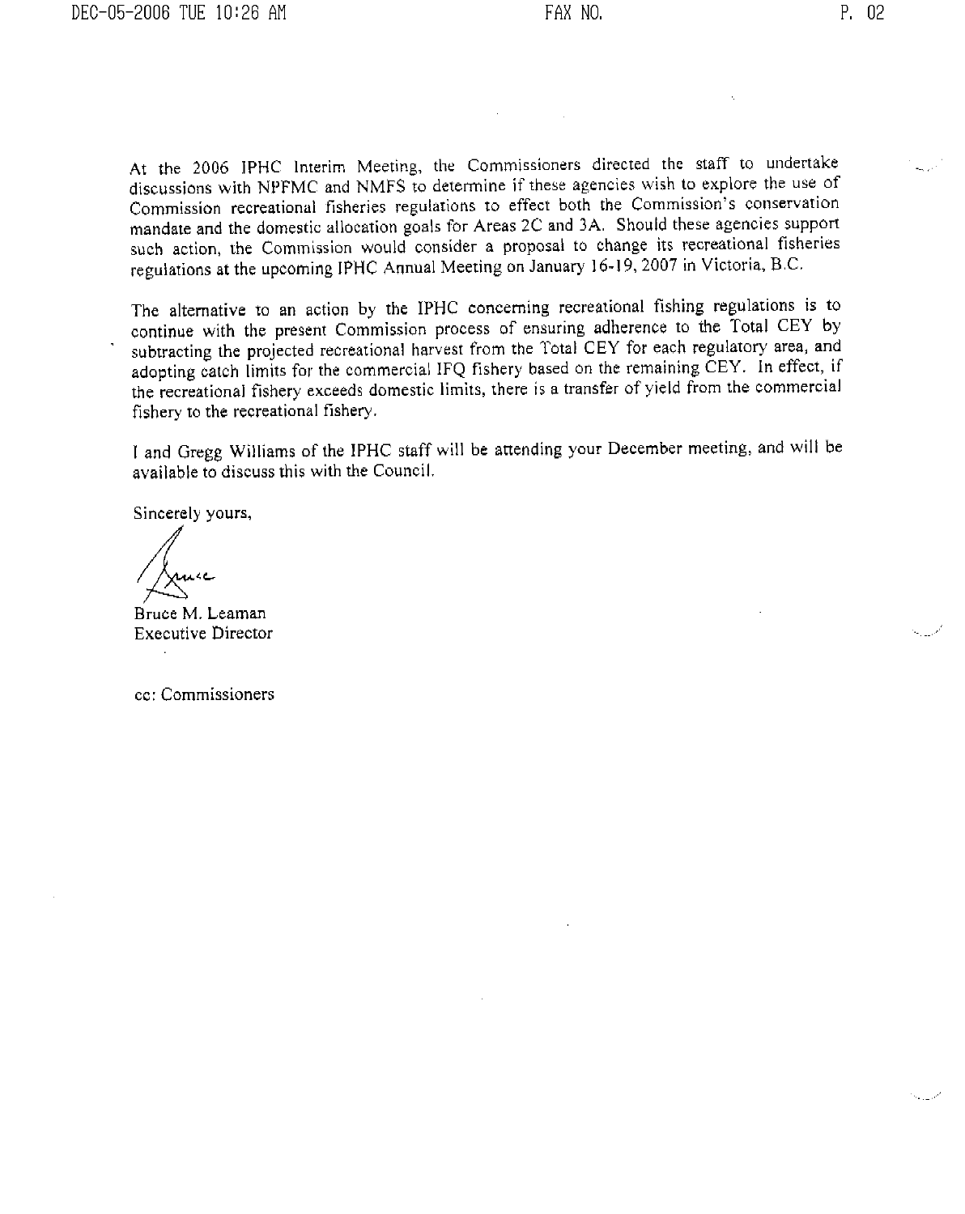At the 2006 IPHC Interim Meeting, the Commissioners directed the staff to undertake discussions with NPFMC and NMFS to determine if these agencies wish to explore the use of Commission recreational fisheries regulations to effect both the Commission's conservation mandate and the domestic allocation goals for Areas 2C and 3A. Should these agencies support such action, the Commission would consider a proposal to change its recreational fisheries regulations at the upcoming IPHC Annual Meeting on January 16-19, 2007 in Victoria, B.C.

The alternative to an action by the IPHC concerning recreational fishing regulations is to continue with the present Commission process of ensuring adherence to the Total CEY by subtracting the projected recreational harvest from the Total CEY for each regulatory area, and adopting catch limits for the commercial IFQ fishery based on the remaining CEY. In effect, if the recreational fishery exceeds domestic limits, there is a transfer of yield from the commercial fishery to the recreational fishery.

I and Gregg Williams of the IPHC staff will be attending your December meeting, and will be available to discuss this with the Council.

Sincerely yours,

Bruce

Bruce M. Leaman
Executive Director

cc: Commissioners